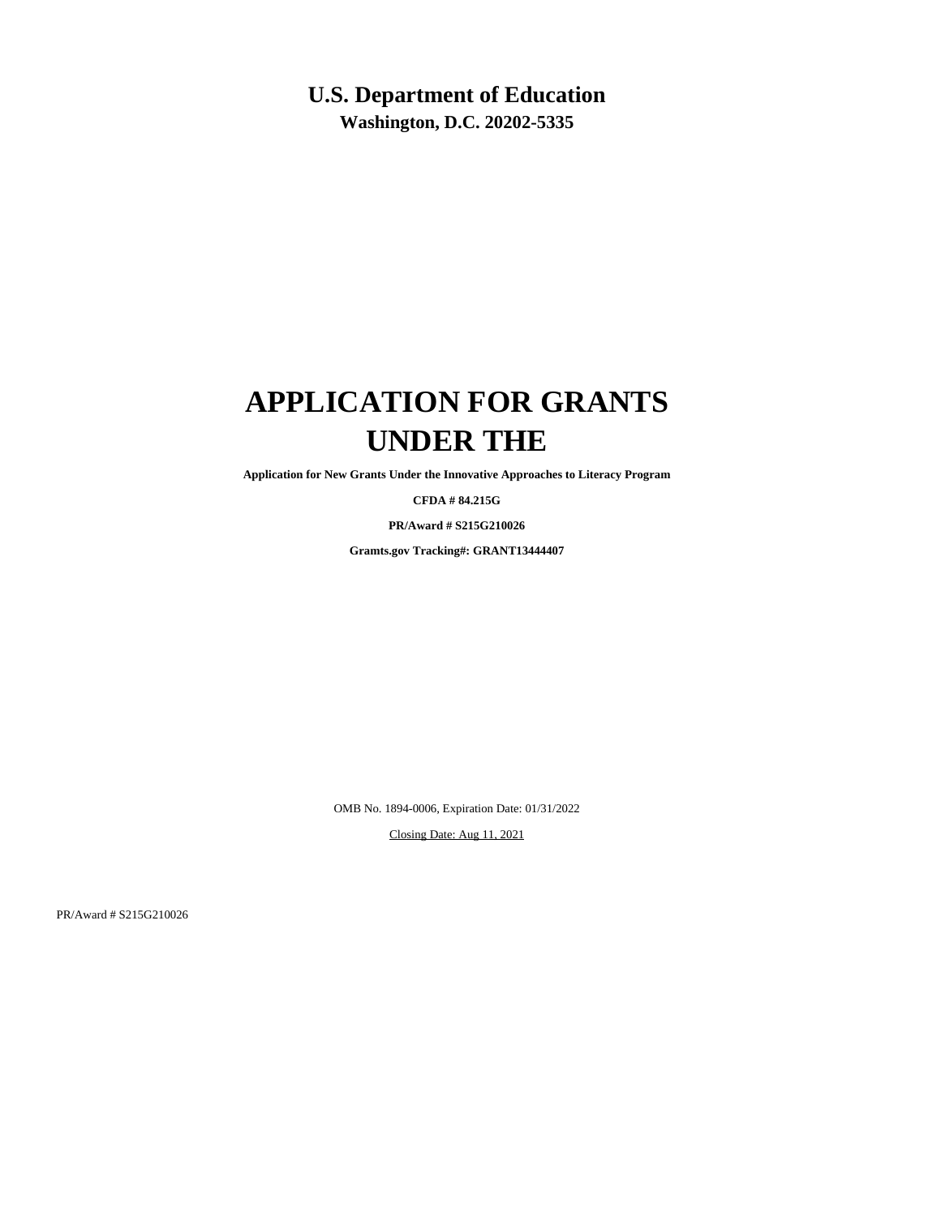# U.S. Department of Education

**Washington, D.C. 20202-5335**

# APPLICATION FOR GRANTS UNDER THE

**Application for New Grants Under the Innovative Approaches to Literacy Program**

**CFDA # 84.215G**

**PR/Award # S215G210026**

**Gramts.gov Tracking#: GRANT13444407**

OMB No. 1894-0006, Expiration Date: 01/31/2022

Closing Date: Aug 11, 2021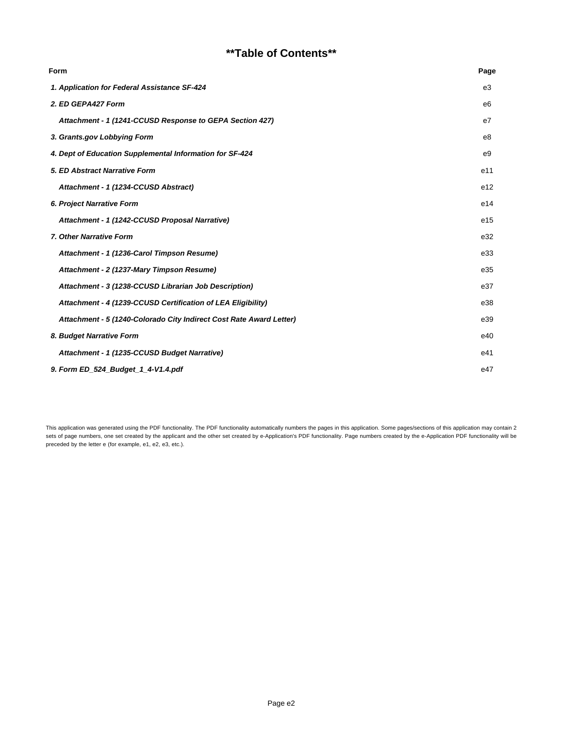# **Table of Contents**

| Form | Page |
|---|---|
| ***1. Application for Federal Assistance SF-424*** | e3 |
| ***2. ED GEPA427 Form*** | e6 |
| ***Attachment - 1 (1241-CCUSD Response to GEPA Section 427)*** | e7 |
| ***3. Grants.gov Lobbying Form*** | e8 |
| ***4. Dept of Education Supplemental Information for SF-424*** | e9 |
| ***5. ED Abstract Narrative Form*** | e11 |
| ***Attachment - 1 (1234-CCUSD Abstract)*** | e12 |
| ***6. Project Narrative Form*** | e14 |
| ***Attachment - 1 (1242-CCUSD Proposal Narrative)*** | e15 |
| ***7. Other Narrative Form*** | e32 |
| ***Attachment - 1 (1236-Carol Timpson Resume)*** | e33 |
| ***Attachment - 2 (1237-Mary Timpson Resume)*** | e35 |
| ***Attachment - 3 (1238-CCUSD Librarian Job Description)*** | e37 |
| ***Attachment - 4 (1239-CCUSD Certification of LEA Eligibility)*** | e38 |
| ***Attachment - 5 (1240-Colorado City Indirect Cost Rate Award Letter)*** | e39 |
| ***8. Budget Narrative Form*** | e40 |
| ***Attachment - 1 (1235-CCUSD Budget Narrative)*** | e41 |
| ***9. Form ED_524_Budget_1_4-V1.4.pdf*** | e47 |

This application was generated using the PDF functionality. The PDF functionality automatically numbers the pages in this application. Some pages/sections of this application may contain 2 sets of page numbers, one set created by the applicant and the other set created by e-Application's PDF functionality. Page numbers created by the e-Application PDF functionality will be preceded by the letter e (for example, e1, e2, e3, etc.).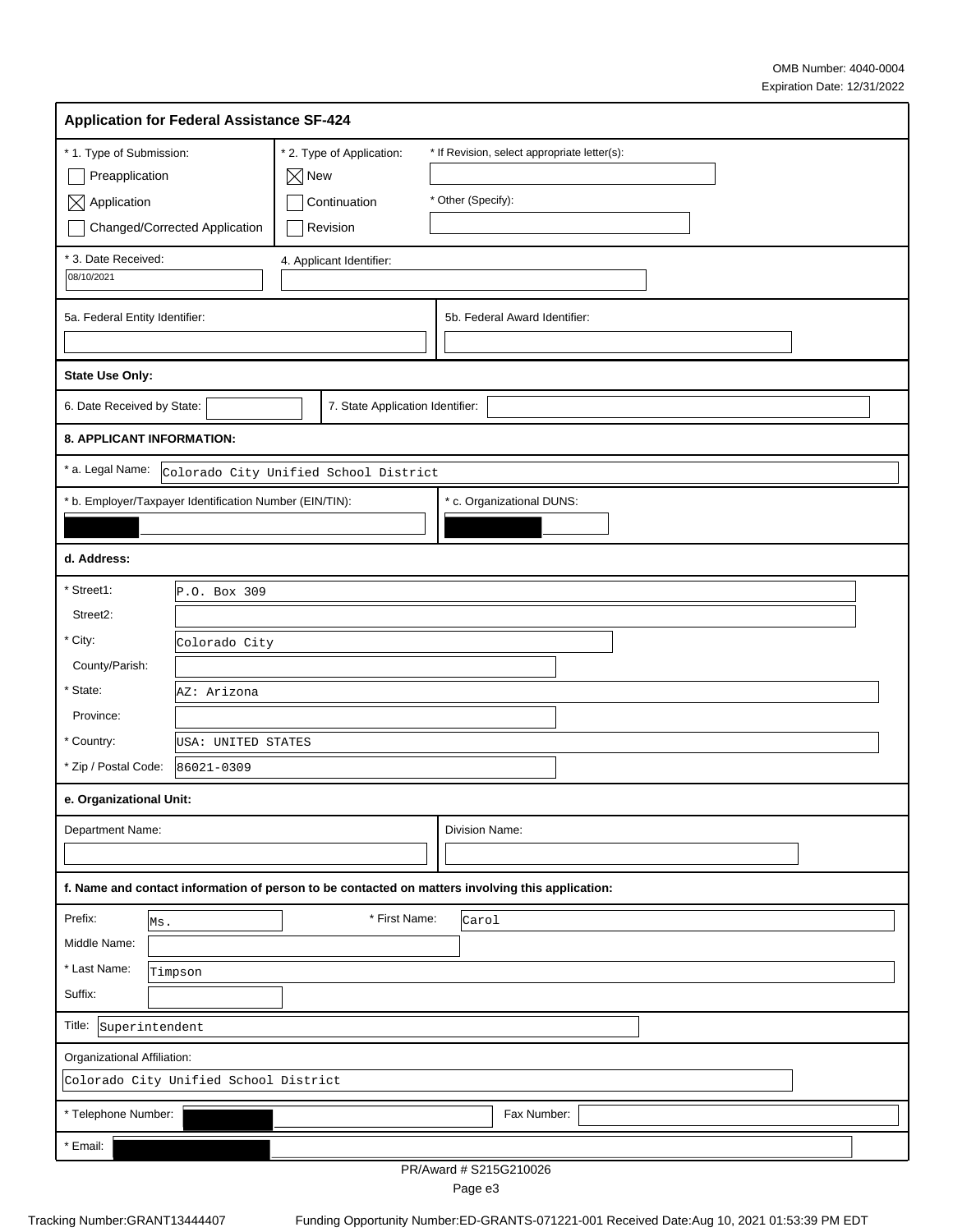OMB Number: 4040-0004
Expiration Date: 12/31/2022

## Application for Federal Assistance SF-424

| * 1. Type of Submission: | * 2. Type of Application: | * If Revision, select appropriate letter(s): |
|---|---|---|
| ☐ Preapplication | ☒ New | |
| ☒ Application | ☐ Continuation | * Other (Specify): |
| ☐ Changed/Corrected Application | ☐ Revision | |

| * 3. Date Received: | 4. Applicant Identifier: |
|---|---|
| 08/10/2021 | |

| 5a. Federal Entity Identifier: | 5b. Federal Award Identifier: |
|---|---|
| | |

**State Use Only:**

| 6. Date Received by State: | 7. State Application Identifier: |
|---|---|
| | |

**8. APPLICANT INFORMATION:**

* a. Legal Name: Colorado City Unified School District

| * b. Employer/Taxpayer Identification Number (EIN/TIN): | * c. Organizational DUNS: |
|---|---|
| [redacted] | [redacted] |

**d. Address:**

| | |
|---|---|
| * Street1: | P.O. Box 309 |
| Street2: | |
| * City: | Colorado City |
| County/Parish: | |
| * State: | AZ: Arizona |
| Province: | |
| * Country: | USA: UNITED STATES |
| * Zip / Postal Code: | 86021-0309 |

**e. Organizational Unit:**

| Department Name: | Division Name: |
|---|---|
| | |

**f. Name and contact information of person to be contacted on matters involving this application:**

| | |
|---|---|
| Prefix: | Ms. |
| * First Name: | Carol |
| Middle Name: | |
| * Last Name: | Timpson |
| Suffix: | |

Title: Superintendent

Organizational Affiliation:

Colorado City Unified School District

| * Telephone Number: | [redacted] | Fax Number: | |
|---|---|---|---|

* Email: [redacted]

PR/Award # S215G210026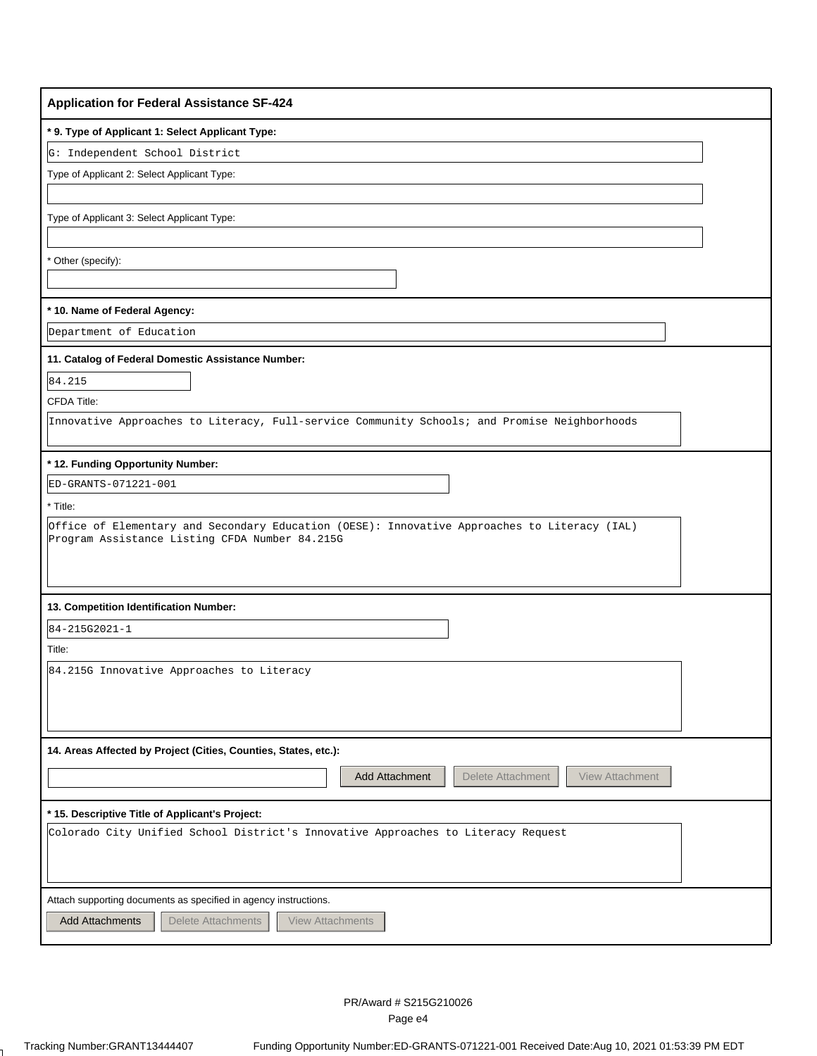## Application for Federal Assistance SF-424

**\* 9. Type of Applicant 1: Select Applicant Type:**

G: Independent School District

Type of Applicant 2: Select Applicant Type:

Type of Applicant 3: Select Applicant Type:

\* Other (specify):

**\* 10. Name of Federal Agency:**

Department of Education

**11. Catalog of Federal Domestic Assistance Number:**

84.215

CFDA Title:

Innovative Approaches to Literacy, Full-service Community Schools; and Promise Neighborhoods

**\* 12. Funding Opportunity Number:**

ED-GRANTS-071221-001

\* Title:

Office of Elementary and Secondary Education (OESE): Innovative Approaches to Literacy (IAL) Program Assistance Listing CFDA Number 84.215G

**13. Competition Identification Number:**

84-215G2021-1

Title:

84.215G Innovative Approaches to Literacy

**14. Areas Affected by Project (Cities, Counties, States, etc.):**

Add Attachment | Delete Attachment | View Attachment

**\* 15. Descriptive Title of Applicant's Project:**

Colorado City Unified School District's Innovative Approaches to Literacy Request

Attach supporting documents as specified in agency instructions.

Add Attachments | Delete Attachments | View Attachments

PR/Award # S215G210026

Tracking Number:GRANT13444407 Funding Opportunity Number:ED-GRANTS-071221-001 Received Date:Aug 10, 2021 01:53:39 PM EDT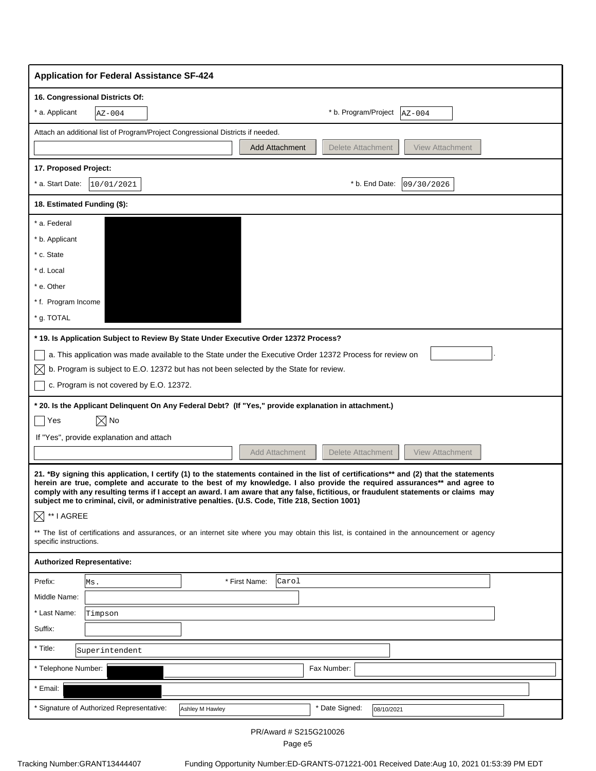## Application for Federal Assistance SF-424

**16. Congressional Districts Of:**

\* a. Applicant: AZ-004

\* b. Program/Project: AZ-004

Attach an additional list of Program/Project Congressional Districts if needed.

Add Attachment | Delete Attachment | View Attachment

**17. Proposed Project:**

\* a. Start Date: 10/01/2021

\* b. End Date: 09/30/2026

**18. Estimated Funding ($):**

| | |
|---|---|
| \* a. Federal | |
| \* b. Applicant | |
| \* c. State | |
| \* d. Local | |
| \* e. Other | |
| \* f. Program Income | |
| \* g. TOTAL | |

**\* 19. Is Application Subject to Review By State Under Executive Order 12372 Process?**

☐ a. This application was made available to the State under the Executive Order 12372 Process for review on

☒ b. Program is subject to E.O. 12372 but has not been selected by the State for review.

☐ c. Program is not covered by E.O. 12372.

**\* 20. Is the Applicant Delinquent On Any Federal Debt? (If "Yes," provide explanation in attachment.)**

☐ Yes ☒ No

If "Yes", provide explanation and attach

Add Attachment | Delete Attachment | View Attachment

**21. \*By signing this application, I certify (1) to the statements contained in the list of certifications\*\* and (2) that the statements herein are true, complete and accurate to the best of my knowledge. I also provide the required assurances\*\* and agree to comply with any resulting terms if I accept an award. I am aware that any false, fictitious, or fraudulent statements or claims may subject me to criminal, civil, or administrative penalties. (U.S. Code, Title 218, Section 1001)**

☒ \*\* I AGREE

\*\* The list of certifications and assurances, or an internet site where you may obtain this list, is contained in the announcement or agency specific instructions.

**Authorized Representative:**

Prefix: Ms.

\* First Name: Carol

Middle Name:

\* Last Name: Timpson

Suffix:

\* Title: Superintendent

\* Telephone Number:

Fax Number:

\* Email:

\* Signature of Authorized Representative: Ashley M Hawley

\* Date Signed: 08/10/2021

PR/Award # S215G210026

Tracking Number:GRANT13444407 Funding Opportunity Number:ED-GRANTS-071221-001 Received Date:Aug 10, 2021 01:53:39 PM EDT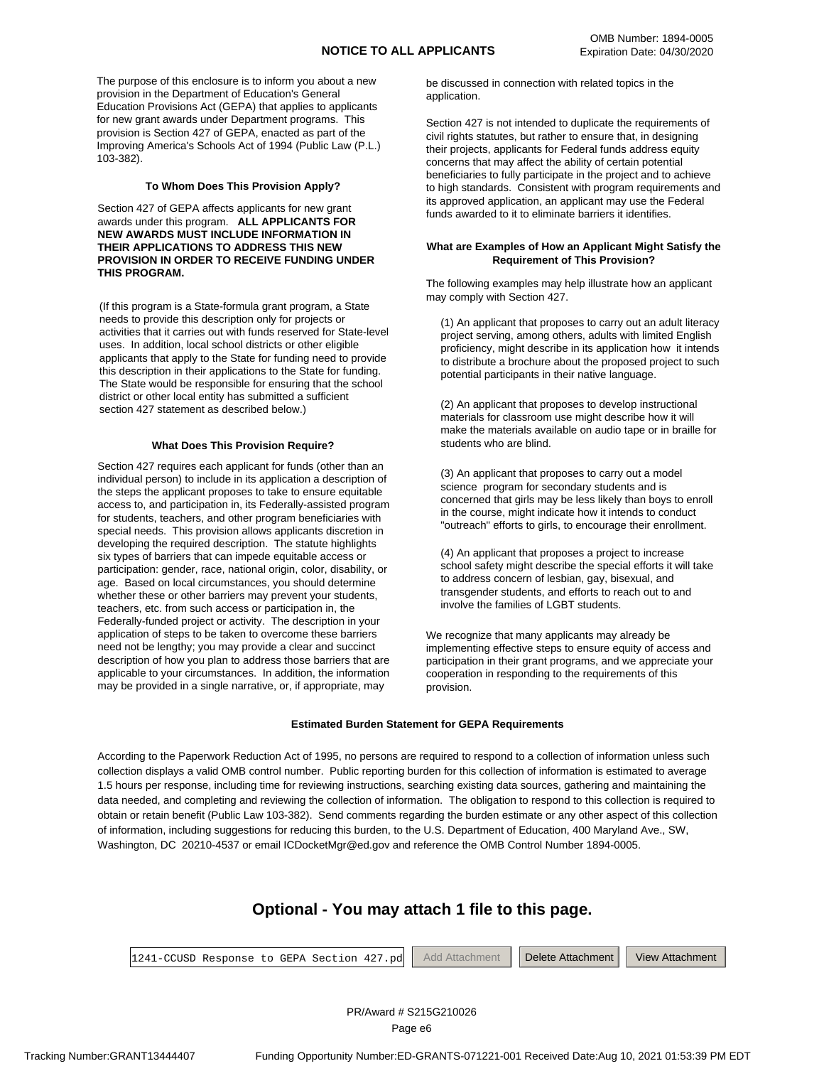OMB Number: 1894-0005
Expiration Date: 04/30/2020

# NOTICE TO ALL APPLICANTS

The purpose of this enclosure is to inform you about a new provision in the Department of Education's General Education Provisions Act (GEPA) that applies to applicants for new grant awards under Department programs. This provision is Section 427 of GEPA, enacted as part of the Improving America's Schools Act of 1994 (Public Law (P.L.) 103-382).

### To Whom Does This Provision Apply?

Section 427 of GEPA affects applicants for new grant awards under this program. **ALL APPLICANTS FOR NEW AWARDS MUST INCLUDE INFORMATION IN THEIR APPLICATIONS TO ADDRESS THIS NEW PROVISION IN ORDER TO RECEIVE FUNDING UNDER THIS PROGRAM.**

(If this program is a State-formula grant program, a State needs to provide this description only for projects or activities that it carries out with funds reserved for State-level uses. In addition, local school districts or other eligible applicants that apply to the State for funding need to provide this description in their applications to the State for funding. The State would be responsible for ensuring that the school district or other local entity has submitted a sufficient section 427 statement as described below.)

### What Does This Provision Require?

Section 427 requires each applicant for funds (other than an individual person) to include in its application a description of the steps the applicant proposes to take to ensure equitable access to, and participation in, its Federally-assisted program for students, teachers, and other program beneficiaries with special needs. This provision allows applicants discretion in developing the required description. The statute highlights six types of barriers that can impede equitable access or participation: gender, race, national origin, color, disability, or age. Based on local circumstances, you should determine whether these or other barriers may prevent your students, teachers, etc. from such access or participation in, the Federally-funded project or activity. The description in your application of steps to be taken to overcome these barriers need not be lengthy; you may provide a clear and succinct description of how you plan to address those barriers that are applicable to your circumstances. In addition, the information may be provided in a single narrative, or, if appropriate, may be discussed in connection with related topics in the application.

Section 427 is not intended to duplicate the requirements of civil rights statutes, but rather to ensure that, in designing their projects, applicants for Federal funds address equity concerns that may affect the ability of certain potential beneficiaries to fully participate in the project and to achieve to high standards. Consistent with program requirements and its approved application, an applicant may use the Federal funds awarded to it to eliminate barriers it identifies.

### What are Examples of How an Applicant Might Satisfy the Requirement of This Provision?

The following examples may help illustrate how an applicant may comply with Section 427.

(1) An applicant that proposes to carry out an adult literacy project serving, among others, adults with limited English proficiency, might describe in its application how it intends to distribute a brochure about the proposed project to such potential participants in their native language.

(2) An applicant that proposes to develop instructional materials for classroom use might describe how it will make the materials available on audio tape or in braille for students who are blind.

(3) An applicant that proposes to carry out a model science program for secondary students and is concerned that girls may be less likely than boys to enroll in the course, might indicate how it intends to conduct "outreach" efforts to girls, to encourage their enrollment.

(4) An applicant that proposes a project to increase school safety might describe the special efforts it will take to address concern of lesbian, gay, bisexual, and transgender students, and efforts to reach out to and involve the families of LGBT students.

We recognize that many applicants may already be implementing effective steps to ensure equity of access and participation in their grant programs, and we appreciate your cooperation in responding to the requirements of this provision.

### Estimated Burden Statement for GEPA Requirements

According to the Paperwork Reduction Act of 1995, no persons are required to respond to a collection of information unless such collection displays a valid OMB control number. Public reporting burden for this collection of information is estimated to average 1.5 hours per response, including time for reviewing instructions, searching existing data sources, gathering and maintaining the data needed, and completing and reviewing the collection of information. The obligation to respond to this collection is required to obtain or retain benefit (Public Law 103-382). Send comments regarding the burden estimate or any other aspect of this collection of information, including suggestions for reducing this burden, to the U.S. Department of Education, 400 Maryland Ave., SW, Washington, DC 20210-4537 or email ICDocketMgr@ed.gov and reference the OMB Control Number 1894-0005.

## Optional - You may attach 1 file to this page.

1241-CCUSD Response to GEPA Section 427.pd | Add Attachment | Delete Attachment | View Attachment

PR/Award # S215G210026

Tracking Number:GRANT13444407 Funding Opportunity Number:ED-GRANTS-071221-001 Received Date:Aug 10, 2021 01:53:39 PM EDT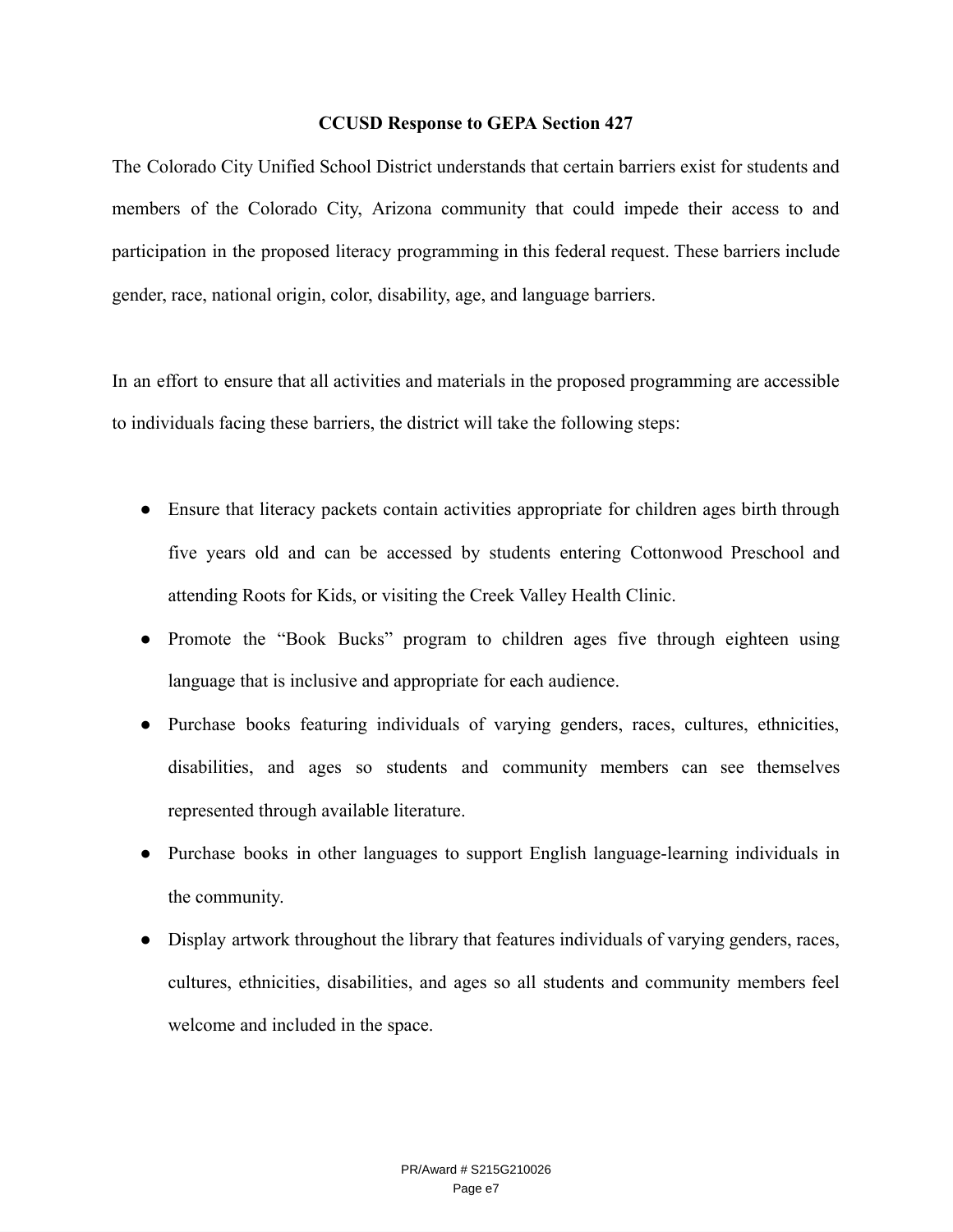**CCUSD Response to GEPA Section 427**

The Colorado City Unified School District understands that certain barriers exist for students and members of the Colorado City, Arizona community that could impede their access to and participation in the proposed literacy programming in this federal request. These barriers include gender, race, national origin, color, disability, age, and language barriers.

In an effort to ensure that all activities and materials in the proposed programming are accessible to individuals facing these barriers, the district will take the following steps:

- Ensure that literacy packets contain activities appropriate for children ages birth through five years old and can be accessed by students entering Cottonwood Preschool and attending Roots for Kids, or visiting the Creek Valley Health Clinic.
- Promote the "Book Bucks" program to children ages five through eighteen using language that is inclusive and appropriate for each audience.
- Purchase books featuring individuals of varying genders, races, cultures, ethnicities, disabilities, and ages so students and community members can see themselves represented through available literature.
- Purchase books in other languages to support English language-learning individuals in the community.
- Display artwork throughout the library that features individuals of varying genders, races, cultures, ethnicities, disabilities, and ages so all students and community members feel welcome and included in the space.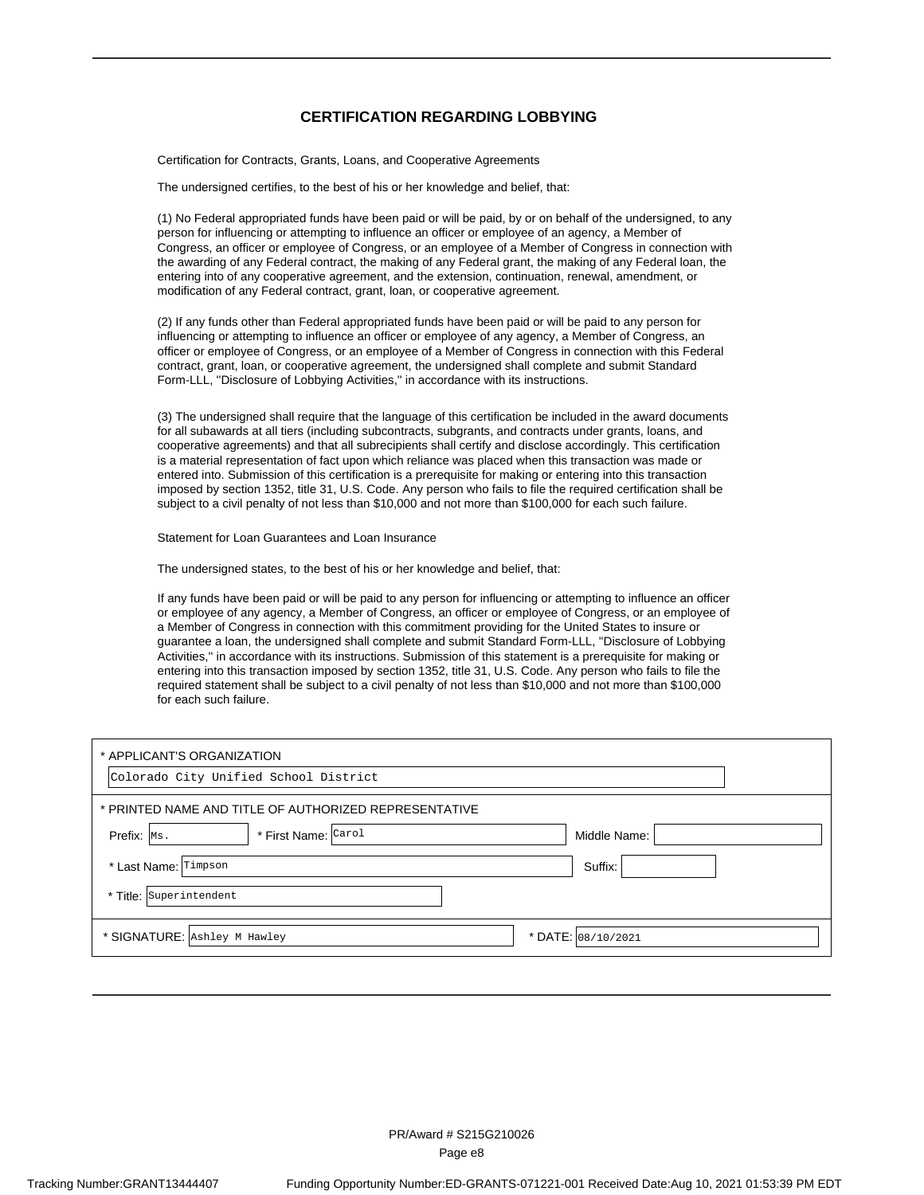# CERTIFICATION REGARDING LOBBYING

Certification for Contracts, Grants, Loans, and Cooperative Agreements

The undersigned certifies, to the best of his or her knowledge and belief, that:

(1) No Federal appropriated funds have been paid or will be paid, by or on behalf of the undersigned, to any person for influencing or attempting to influence an officer or employee of an agency, a Member of Congress, an officer or employee of Congress, or an employee of a Member of Congress in connection with the awarding of any Federal contract, the making of any Federal grant, the making of any Federal loan, the entering into of any cooperative agreement, and the extension, continuation, renewal, amendment, or modification of any Federal contract, grant, loan, or cooperative agreement.

(2) If any funds other than Federal appropriated funds have been paid or will be paid to any person for influencing or attempting to influence an officer or employee of any agency, a Member of Congress, an officer or employee of Congress, or an employee of a Member of Congress in connection with this Federal contract, grant, loan, or cooperative agreement, the undersigned shall complete and submit Standard Form-LLL, ''Disclosure of Lobbying Activities,'' in accordance with its instructions.

(3) The undersigned shall require that the language of this certification be included in the award documents for all subawards at all tiers (including subcontracts, subgrants, and contracts under grants, loans, and cooperative agreements) and that all subrecipients shall certify and disclose accordingly. This certification is a material representation of fact upon which reliance was placed when this transaction was made or entered into. Submission of this certification is a prerequisite for making or entering into this transaction imposed by section 1352, title 31, U.S. Code. Any person who fails to file the required certification shall be subject to a civil penalty of not less than $10,000 and not more than $100,000 for each such failure.

Statement for Loan Guarantees and Loan Insurance

The undersigned states, to the best of his or her knowledge and belief, that:

If any funds have been paid or will be paid to any person for influencing or attempting to influence an officer or employee of any agency, a Member of Congress, an officer or employee of Congress, or an employee of a Member of Congress in connection with this commitment providing for the United States to insure or guarantee a loan, the undersigned shall complete and submit Standard Form-LLL, ''Disclosure of Lobbying Activities,'' in accordance with its instructions. Submission of this statement is a prerequisite for making or entering into this transaction imposed by section 1352, title 31, U.S. Code. Any person who fails to file the required statement shall be subject to a civil penalty of not less than $10,000 and not more than $100,000 for each such failure.

\* APPLICANT'S ORGANIZATION

Colorado City Unified School District

\* PRINTED NAME AND TITLE OF AUTHORIZED REPRESENTATIVE

Prefix: Ms. | \* First Name: Carol | Middle Name:

\* Last Name: Timpson | Suffix:

\* Title: Superintendent

\* SIGNATURE: Ashley M Hawley | \* DATE: 08/10/2021

PR/Award # S215G210026

Page e8

Tracking Number:GRANT13444407 Funding Opportunity Number:ED-GRANTS-071221-001 Received Date:Aug 10, 2021 01:53:39 PM EDT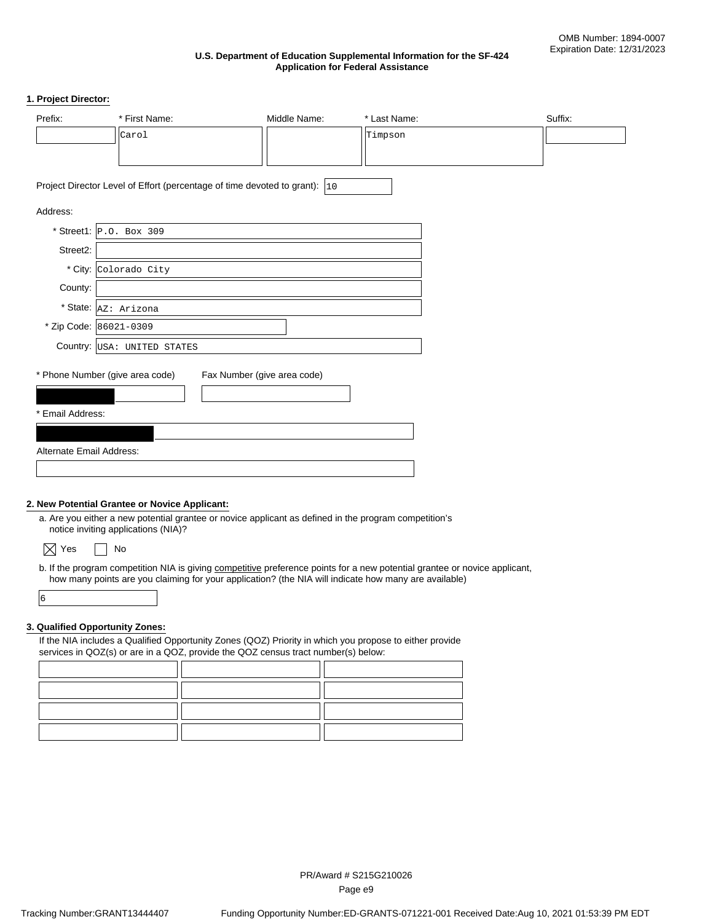OMB Number: 1894-0007
Expiration Date: 12/31/2023

**U.S. Department of Education Supplemental Information for the SF-424**
**Application for Federal Assistance**

## 1. Project Director:

| Prefix: | * First Name: | Middle Name: | * Last Name: | Suffix: |
|---|---|---|---|---|
| | Carol | | Timpson | |

Project Director Level of Effort (percentage of time devoted to grant): 10

Address:

* Street1: P.O. Box 309
Street2:
* City: Colorado City
County:
* State: AZ: Arizona
* Zip Code: 86021-0309
Country: USA: UNITED STATES

* Phone Number (give area code): [redacted]

Fax Number (give area code):

* Email Address: [redacted]

Alternate Email Address:

## 2. New Potential Grantee or Novice Applicant:

a. Are you either a new potential grantee or novice applicant as defined in the program competition's notice inviting applications (NIA)?

☒ Yes ☐ No

b. If the program competition NIA is giving competitive preference points for a new potential grantee or novice applicant, how many points are you claiming for your application? (the NIA will indicate how many are available)

6

## 3. Qualified Opportunity Zones:

If the NIA includes a Qualified Opportunity Zones (QOZ) Priority in which you propose to either provide services in QOZ(s) or are in a QOZ, provide the QOZ census tract number(s) below:

PR/Award # S215G210026

Tracking Number:GRANT13444407 Funding Opportunity Number:ED-GRANTS-071221-001 Received Date:Aug 10, 2021 01:53:39 PM EDT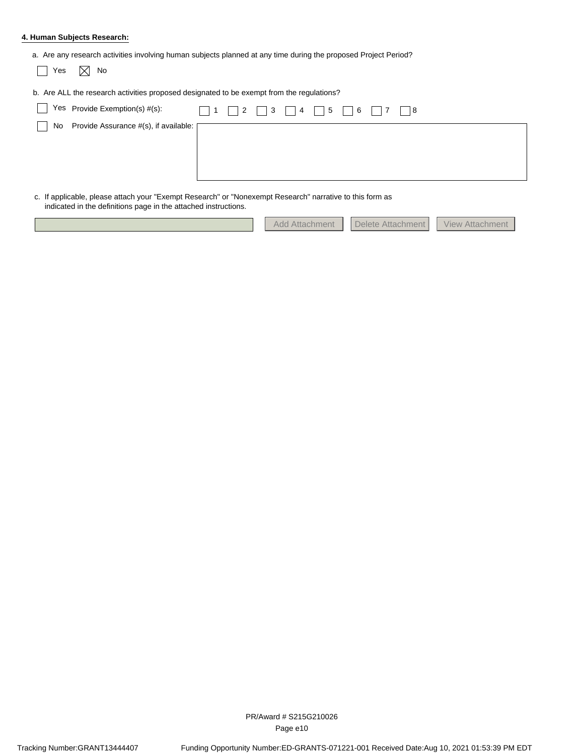**4. Human Subjects Research:**

a. Are any research activities involving human subjects planned at any time during the proposed Project Period?

☐ Yes ☒ No

b. Are ALL the research activities proposed designated to be exempt from the regulations?

☐ Yes Provide Exemption(s) #(s): ☐ 1 ☐ 2 ☐ 3 ☐ 4 ☐ 5 ☐ 6 ☐ 7 ☐ 8

☐ No Provide Assurance #(s), if available:

c. If applicable, please attach your "Exempt Research" or "Nonexempt Research" narrative to this form as indicated in the definitions page in the attached instructions.

Add Attachment | Delete Attachment | View Attachment

PR/Award # S215G210026

Tracking Number:GRANT13444407 Funding Opportunity Number:ED-GRANTS-071221-001 Received Date:Aug 10, 2021 01:53:39 PM EDT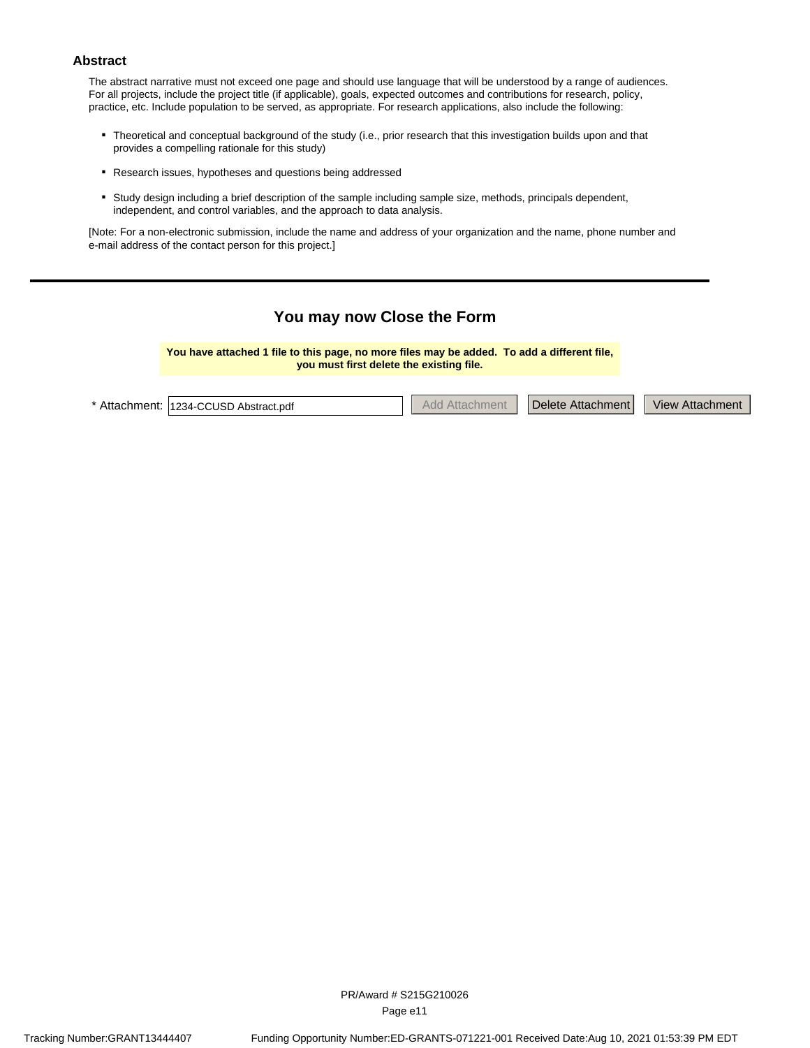## Abstract

The abstract narrative must not exceed one page and should use language that will be understood by a range of audiences. For all projects, include the project title (if applicable), goals, expected outcomes and contributions for research, policy, practice, etc. Include population to be served, as appropriate. For research applications, also include the following:

- Theoretical and conceptual background of the study (i.e., prior research that this investigation builds upon and that provides a compelling rationale for this study)
- Research issues, hypotheses and questions being addressed
- Study design including a brief description of the sample including sample size, methods, principals dependent, independent, and control variables, and the approach to data analysis.

[Note: For a non-electronic submission, include the name and address of your organization and the name, phone number and e-mail address of the contact person for this project.]

---

## You may now Close the Form

**You have attached 1 file to this page, no more files may be added. To add a different file, you must first delete the existing file.**

* Attachment: 1234-CCUSD Abstract.pdf | Add Attachment | Delete Attachment | View Attachment

PR/Award # S215G210026

Tracking Number:GRANT13444407 Funding Opportunity Number:ED-GRANTS-071221-001 Received Date:Aug 10, 2021 01:53:39 PM EDT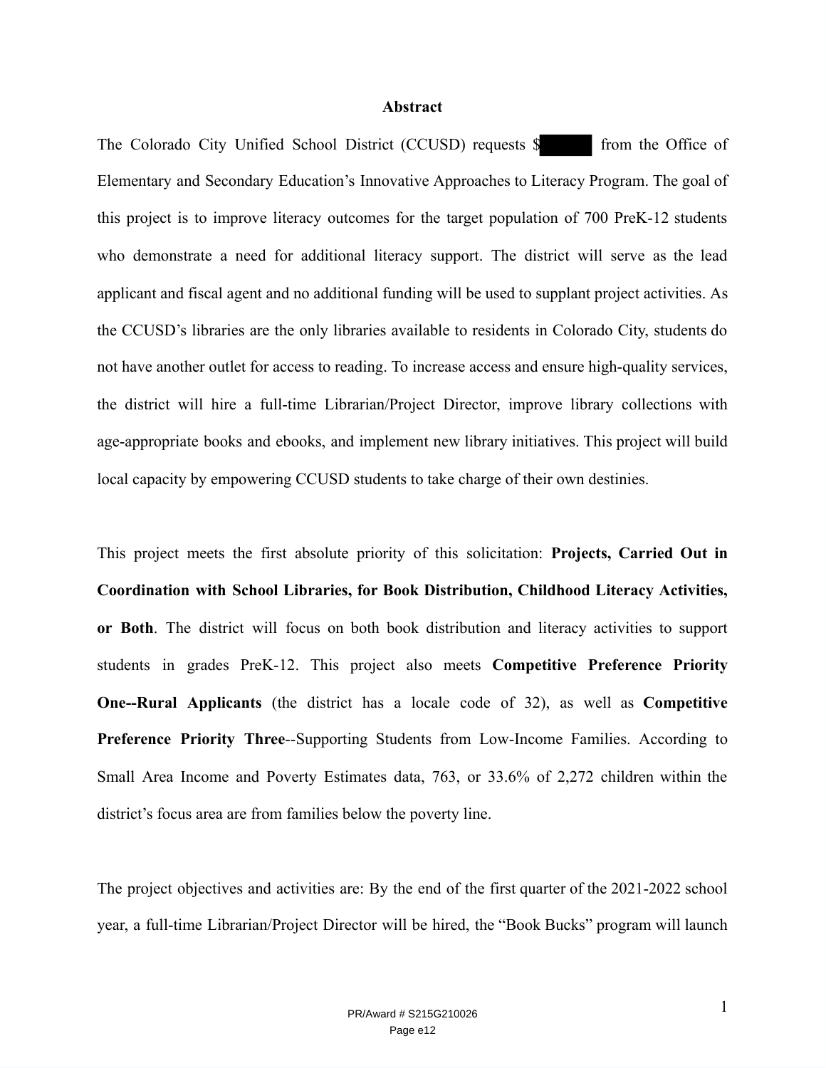# Abstract

The Colorado City Unified School District (CCUSD) requests $█████ from the Office of Elementary and Secondary Education's Innovative Approaches to Literacy Program. The goal of this project is to improve literacy outcomes for the target population of 700 PreK-12 students who demonstrate a need for additional literacy support. The district will serve as the lead applicant and fiscal agent and no additional funding will be used to supplant project activities. As the CCUSD's libraries are the only libraries available to residents in Colorado City, students do not have another outlet for access to reading. To increase access and ensure high-quality services, the district will hire a full-time Librarian/Project Director, improve library collections with age-appropriate books and ebooks, and implement new library initiatives. This project will build local capacity by empowering CCUSD students to take charge of their own destinies.

This project meets the first absolute priority of this solicitation: **Projects, Carried Out in Coordination with School Libraries, for Book Distribution, Childhood Literacy Activities, or Both**. The district will focus on both book distribution and literacy activities to support students in grades PreK-12. This project also meets **Competitive Preference Priority One--Rural Applicants** (the district has a locale code of 32), as well as **Competitive Preference Priority Three**--Supporting Students from Low-Income Families. According to Small Area Income and Poverty Estimates data, 763, or 33.6% of 2,272 children within the district's focus area are from families below the poverty line.

The project objectives and activities are: By the end of the first quarter of the 2021-2022 school year, a full-time Librarian/Project Director will be hired, the "Book Bucks" program will launch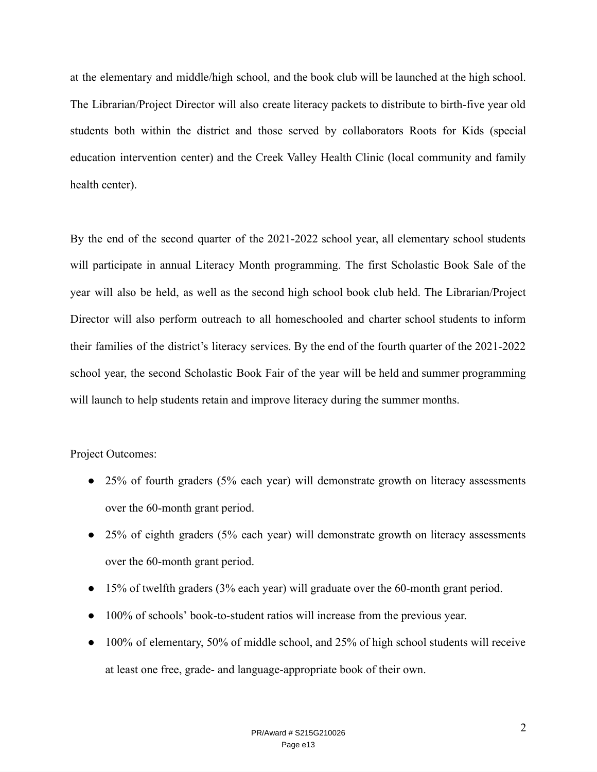at the elementary and middle/high school, and the book club will be launched at the high school. The Librarian/Project Director will also create literacy packets to distribute to birth-five year old students both within the district and those served by collaborators Roots for Kids (special education intervention center) and the Creek Valley Health Clinic (local community and family health center).

By the end of the second quarter of the 2021-2022 school year, all elementary school students will participate in annual Literacy Month programming. The first Scholastic Book Sale of the year will also be held, as well as the second high school book club held. The Librarian/Project Director will also perform outreach to all homeschooled and charter school students to inform their families of the district's literacy services. By the end of the fourth quarter of the 2021-2022 school year, the second Scholastic Book Fair of the year will be held and summer programming will launch to help students retain and improve literacy during the summer months.

Project Outcomes:

- 25% of fourth graders (5% each year) will demonstrate growth on literacy assessments over the 60-month grant period.
- 25% of eighth graders (5% each year) will demonstrate growth on literacy assessments over the 60-month grant period.
- 15% of twelfth graders (3% each year) will graduate over the 60-month grant period.
- 100% of schools' book-to-student ratios will increase from the previous year.
- 100% of elementary, 50% of middle school, and 25% of high school students will receive at least one free, grade- and language-appropriate book of their own.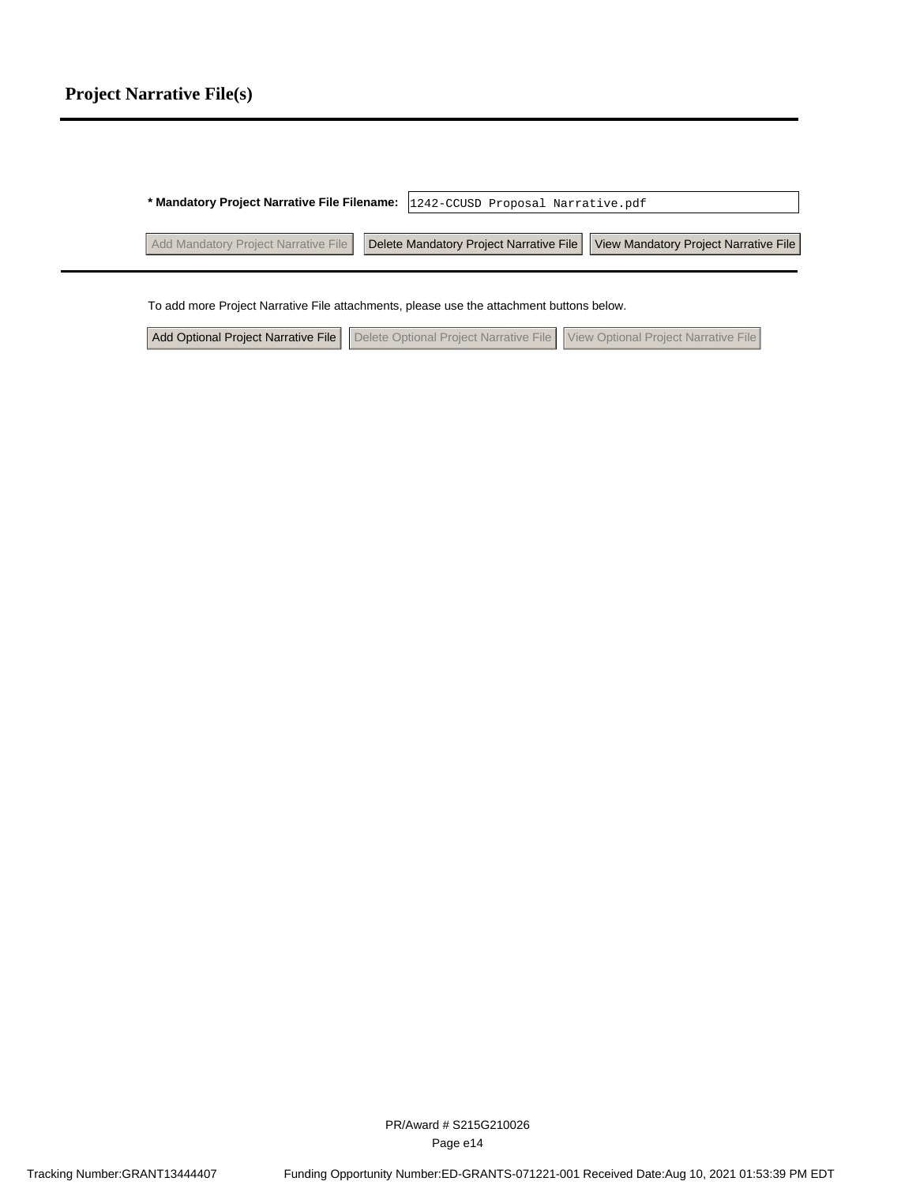# Project Narrative File(s)

**\* Mandatory Project Narrative File Filename:** 1242-CCUSD Proposal Narrative.pdf

Add Mandatory Project Narrative File | Delete Mandatory Project Narrative File | View Mandatory Project Narrative File

To add more Project Narrative File attachments, please use the attachment buttons below.

Add Optional Project Narrative File | Delete Optional Project Narrative File | View Optional Project Narrative File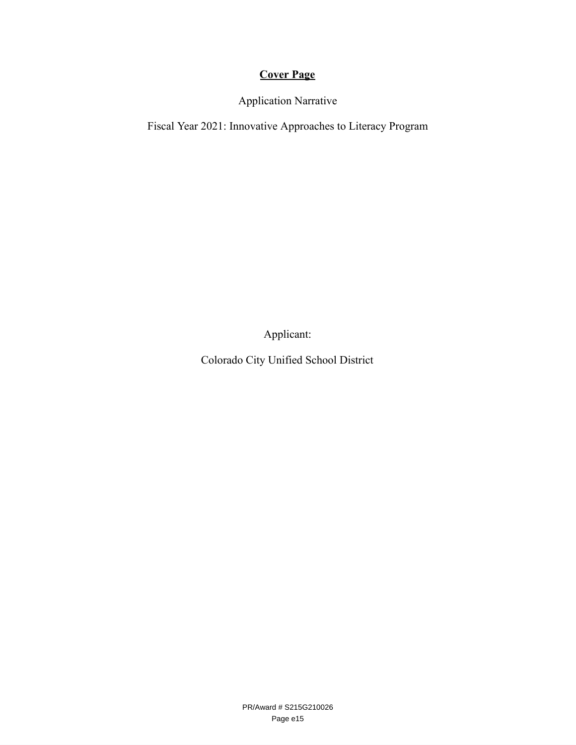# Cover Page

Application Narrative

Fiscal Year 2021: Innovative Approaches to Literacy Program

Applicant:

Colorado City Unified School District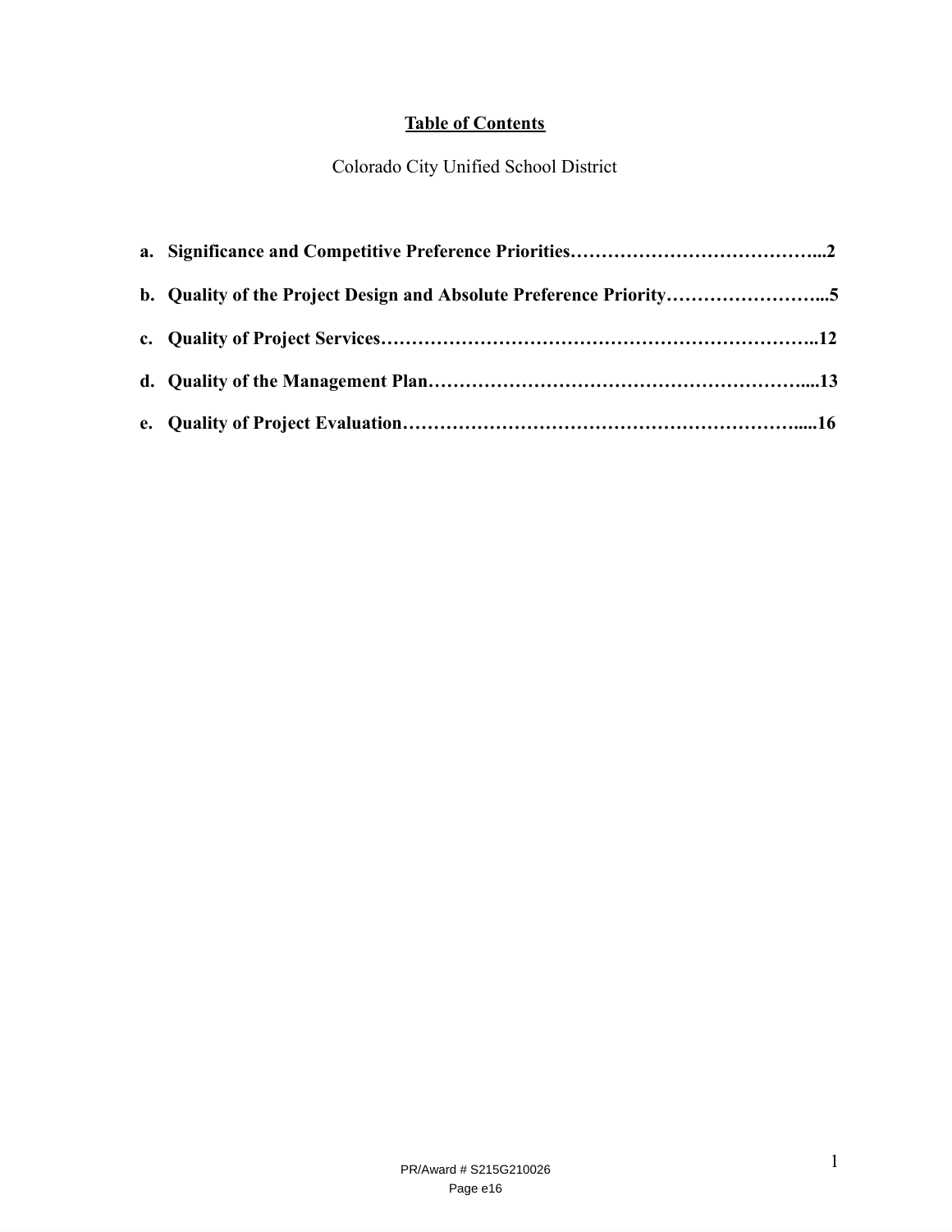## Table of Contents

Colorado City Unified School District

a. **Significance and Competitive Preference Priorities…………………………………...2**

b. **Quality of the Project Design and Absolute Preference Priority……………………...5**

c. **Quality of Project Services…………………………………………………………..12**

d. **Quality of the Management Plan…………………………………………………....13**

e. **Quality of Project Evaluation……………………………………………………….....16**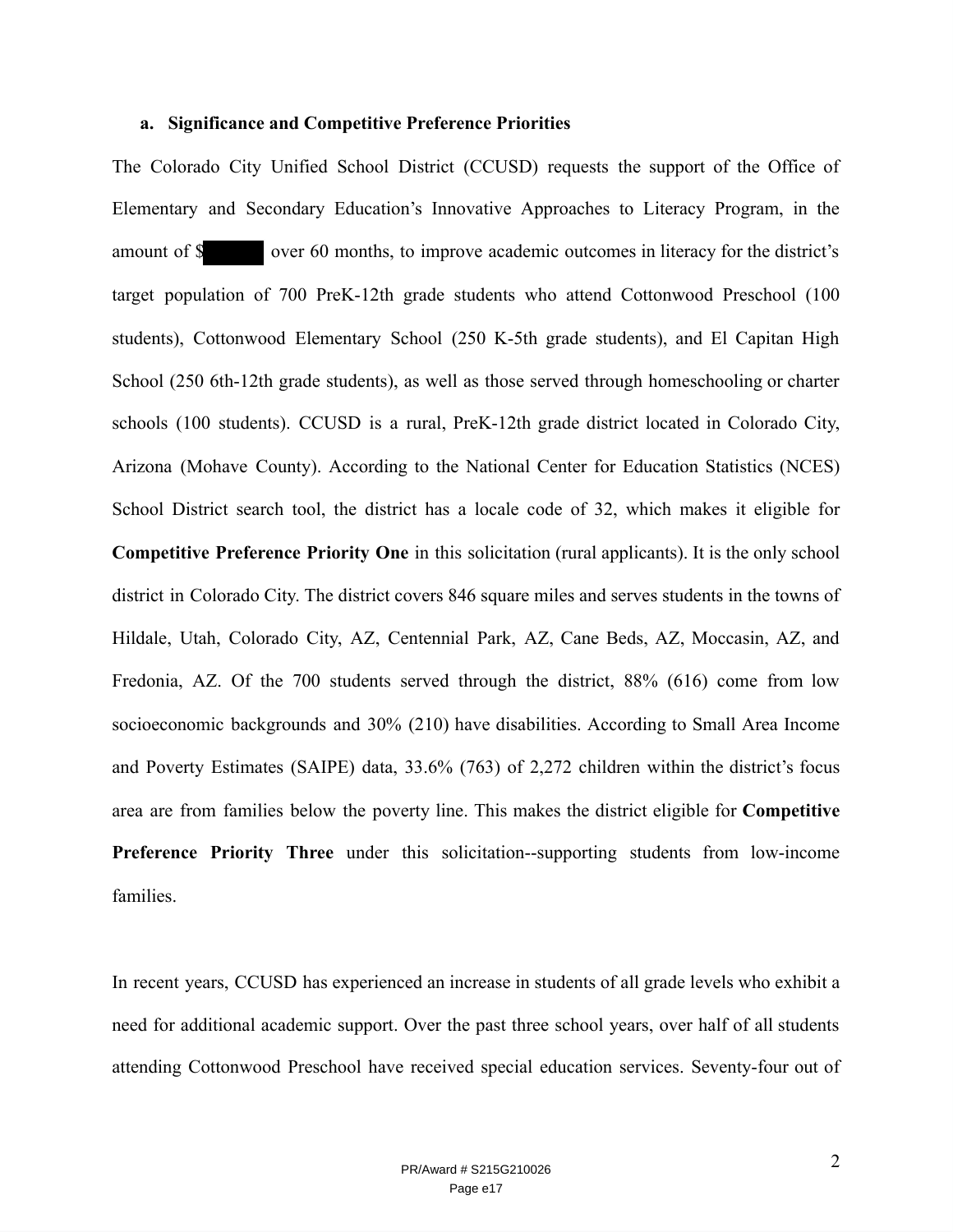**a. Significance and Competitive Preference Priorities**

The Colorado City Unified School District (CCUSD) requests the support of the Office of Elementary and Secondary Education's Innovative Approaches to Literacy Program, in the amount of $[redacted] over 60 months, to improve academic outcomes in literacy for the district's target population of 700 PreK-12th grade students who attend Cottonwood Preschool (100 students), Cottonwood Elementary School (250 K-5th grade students), and El Capitan High School (250 6th-12th grade students), as well as those served through homeschooling or charter schools (100 students). CCUSD is a rural, PreK-12th grade district located in Colorado City, Arizona (Mohave County). According to the National Center for Education Statistics (NCES) School District search tool, the district has a locale code of 32, which makes it eligible for **Competitive Preference Priority One** in this solicitation (rural applicants). It is the only school district in Colorado City. The district covers 846 square miles and serves students in the towns of Hildale, Utah, Colorado City, AZ, Centennial Park, AZ, Cane Beds, AZ, Moccasin, AZ, and Fredonia, AZ. Of the 700 students served through the district, 88% (616) come from low socioeconomic backgrounds and 30% (210) have disabilities. According to Small Area Income and Poverty Estimates (SAIPE) data, 33.6% (763) of 2,272 children within the district's focus area are from families below the poverty line. This makes the district eligible for **Competitive Preference Priority Three** under this solicitation--supporting students from low-income families.

In recent years, CCUSD has experienced an increase in students of all grade levels who exhibit a need for additional academic support. Over the past three school years, over half of all students attending Cottonwood Preschool have received special education services. Seventy-four out of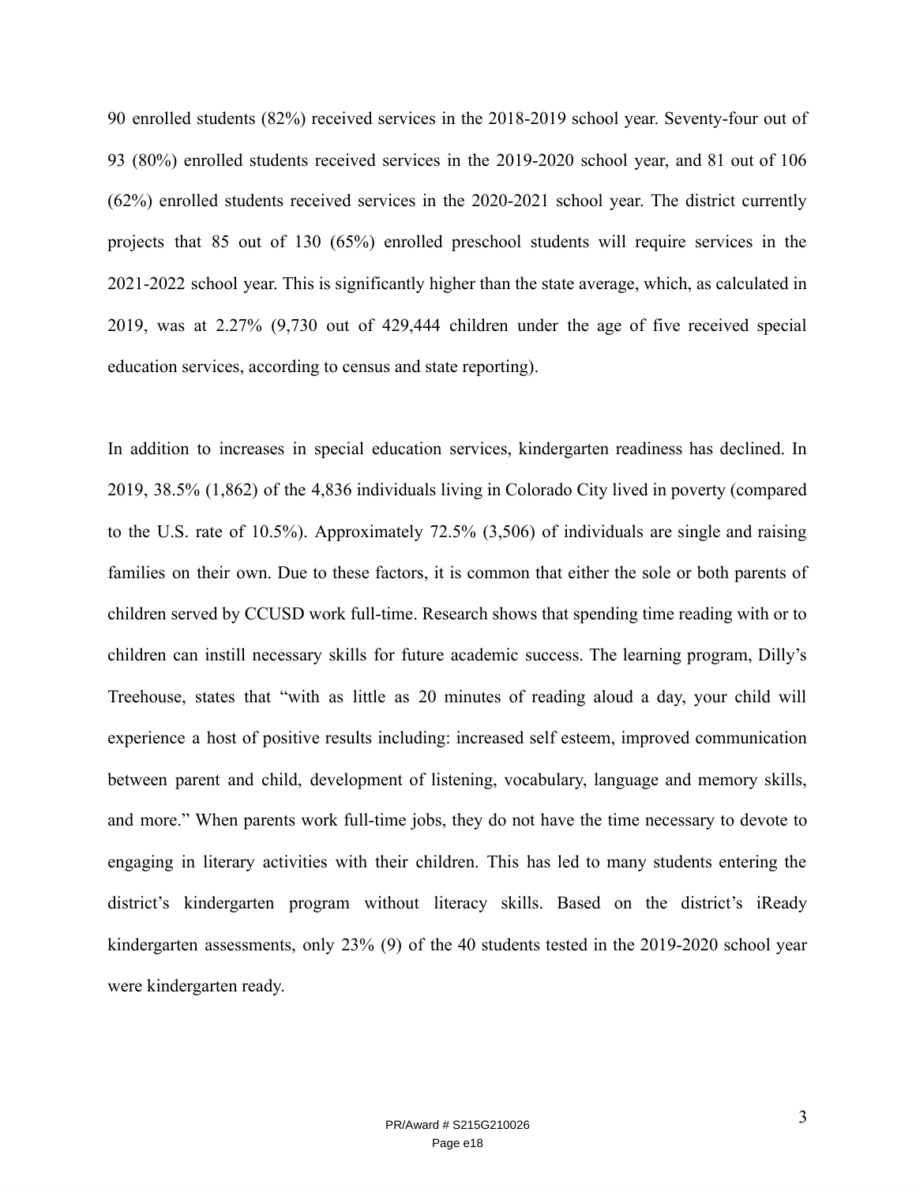90 enrolled students (82%) received services in the 2018-2019 school year. Seventy-four out of 93 (80%) enrolled students received services in the 2019-2020 school year, and 81 out of 106 (62%) enrolled students received services in the 2020-2021 school year. The district currently projects that 85 out of 130 (65%) enrolled preschool students will require services in the 2021-2022 school year. This is significantly higher than the state average, which, as calculated in 2019, was at 2.27% (9,730 out of 429,444 children under the age of five received special education services, according to census and state reporting).

In addition to increases in special education services, kindergarten readiness has declined. In 2019, 38.5% (1,862) of the 4,836 individuals living in Colorado City lived in poverty (compared to the U.S. rate of 10.5%). Approximately 72.5% (3,506) of individuals are single and raising families on their own. Due to these factors, it is common that either the sole or both parents of children served by CCUSD work full-time. Research shows that spending time reading with or to children can instill necessary skills for future academic success. The learning program, Dilly's Treehouse, states that "with as little as 20 minutes of reading aloud a day, your child will experience a host of positive results including: increased self esteem, improved communication between parent and child, development of listening, vocabulary, language and memory skills, and more." When parents work full-time jobs, they do not have the time necessary to devote to engaging in literary activities with their children. This has led to many students entering the district's kindergarten program without literacy skills. Based on the district's iReady kindergarten assessments, only 23% (9) of the 40 students tested in the 2019-2020 school year were kindergarten ready.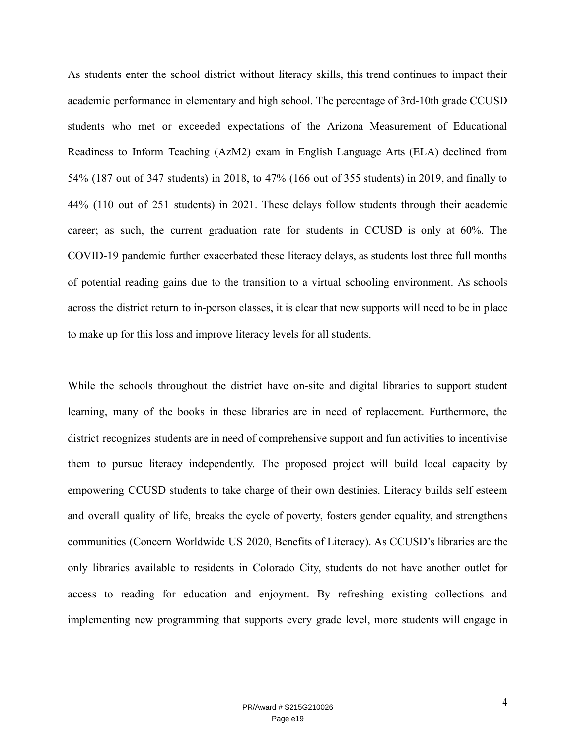As students enter the school district without literacy skills, this trend continues to impact their academic performance in elementary and high school. The percentage of 3rd-10th grade CCUSD students who met or exceeded expectations of the Arizona Measurement of Educational Readiness to Inform Teaching (AzM2) exam in English Language Arts (ELA) declined from 54% (187 out of 347 students) in 2018, to 47% (166 out of 355 students) in 2019, and finally to 44% (110 out of 251 students) in 2021. These delays follow students through their academic career; as such, the current graduation rate for students in CCUSD is only at 60%. The COVID-19 pandemic further exacerbated these literacy delays, as students lost three full months of potential reading gains due to the transition to a virtual schooling environment. As schools across the district return to in-person classes, it is clear that new supports will need to be in place to make up for this loss and improve literacy levels for all students.

While the schools throughout the district have on-site and digital libraries to support student learning, many of the books in these libraries are in need of replacement. Furthermore, the district recognizes students are in need of comprehensive support and fun activities to incentivise them to pursue literacy independently. The proposed project will build local capacity by empowering CCUSD students to take charge of their own destinies. Literacy builds self esteem and overall quality of life, breaks the cycle of poverty, fosters gender equality, and strengthens communities (Concern Worldwide US 2020, Benefits of Literacy). As CCUSD's libraries are the only libraries available to residents in Colorado City, students do not have another outlet for access to reading for education and enjoyment. By refreshing existing collections and implementing new programming that supports every grade level, more students will engage in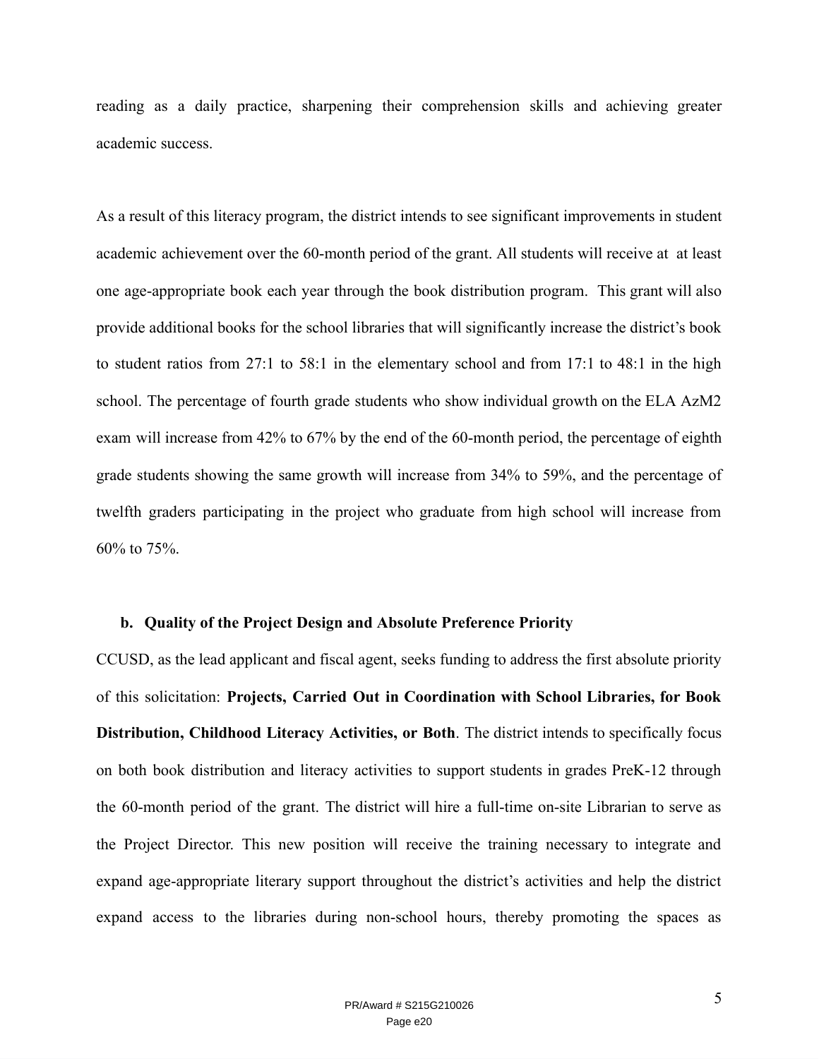reading as a daily practice, sharpening their comprehension skills and achieving greater academic success.

As a result of this literacy program, the district intends to see significant improvements in student academic achievement over the 60-month period of the grant. All students will receive at at least one age-appropriate book each year through the book distribution program. This grant will also provide additional books for the school libraries that will significantly increase the district's book to student ratios from 27:1 to 58:1 in the elementary school and from 17:1 to 48:1 in the high school. The percentage of fourth grade students who show individual growth on the ELA AzM2 exam will increase from 42% to 67% by the end of the 60-month period, the percentage of eighth grade students showing the same growth will increase from 34% to 59%, and the percentage of twelfth graders participating in the project who graduate from high school will increase from 60% to 75%.

### b. Quality of the Project Design and Absolute Preference Priority

CCUSD, as the lead applicant and fiscal agent, seeks funding to address the first absolute priority of this solicitation: **Projects, Carried Out in Coordination with School Libraries, for Book Distribution, Childhood Literacy Activities, or Both**. The district intends to specifically focus on both book distribution and literacy activities to support students in grades PreK-12 through the 60-month period of the grant. The district will hire a full-time on-site Librarian to serve as the Project Director. This new position will receive the training necessary to integrate and expand age-appropriate literary support throughout the district's activities and help the district expand access to the libraries during non-school hours, thereby promoting the spaces as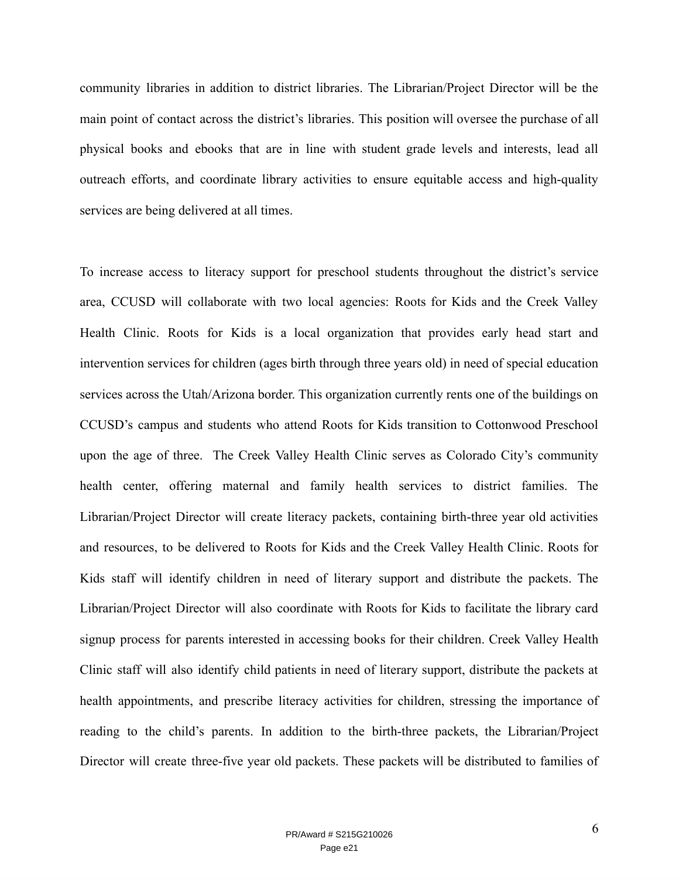community libraries in addition to district libraries. The Librarian/Project Director will be the main point of contact across the district's libraries. This position will oversee the purchase of all physical books and ebooks that are in line with student grade levels and interests, lead all outreach efforts, and coordinate library activities to ensure equitable access and high-quality services are being delivered at all times.

To increase access to literacy support for preschool students throughout the district's service area, CCUSD will collaborate with two local agencies: Roots for Kids and the Creek Valley Health Clinic. Roots for Kids is a local organization that provides early head start and intervention services for children (ages birth through three years old) in need of special education services across the Utah/Arizona border. This organization currently rents one of the buildings on CCUSD's campus and students who attend Roots for Kids transition to Cottonwood Preschool upon the age of three. The Creek Valley Health Clinic serves as Colorado City's community health center, offering maternal and family health services to district families. The Librarian/Project Director will create literacy packets, containing birth-three year old activities and resources, to be delivered to Roots for Kids and the Creek Valley Health Clinic. Roots for Kids staff will identify children in need of literary support and distribute the packets. The Librarian/Project Director will also coordinate with Roots for Kids to facilitate the library card signup process for parents interested in accessing books for their children. Creek Valley Health Clinic staff will also identify child patients in need of literary support, distribute the packets at health appointments, and prescribe literacy activities for children, stressing the importance of reading to the child's parents. In addition to the birth-three packets, the Librarian/Project Director will create three-five year old packets. These packets will be distributed to families of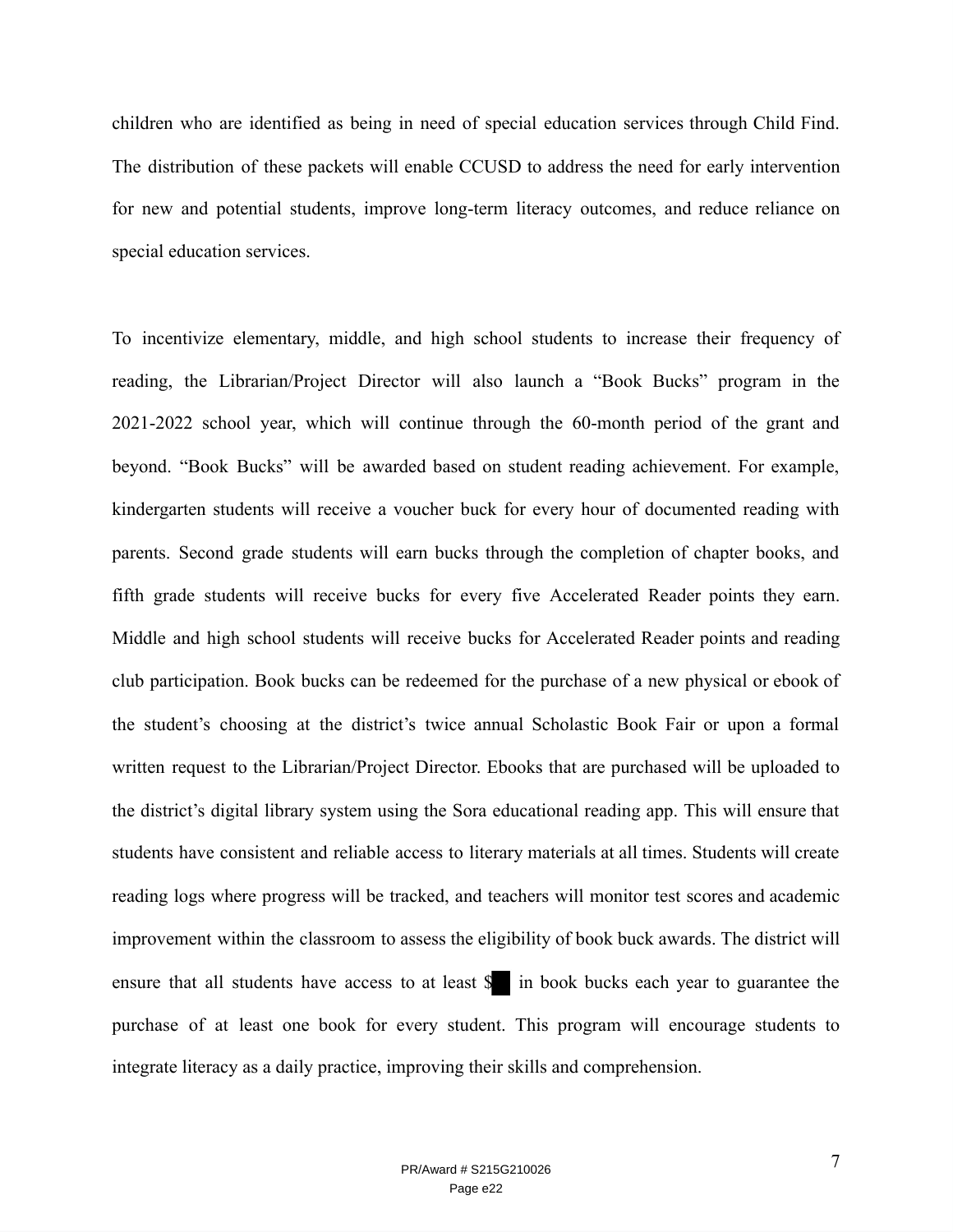children who are identified as being in need of special education services through Child Find. The distribution of these packets will enable CCUSD to address the need for early intervention for new and potential students, improve long-term literacy outcomes, and reduce reliance on special education services.

To incentivize elementary, middle, and high school students to increase their frequency of reading, the Librarian/Project Director will also launch a "Book Bucks" program in the 2021-2022 school year, which will continue through the 60-month period of the grant and beyond. "Book Bucks" will be awarded based on student reading achievement. For example, kindergarten students will receive a voucher buck for every hour of documented reading with parents. Second grade students will earn bucks through the completion of chapter books, and fifth grade students will receive bucks for every five Accelerated Reader points they earn. Middle and high school students will receive bucks for Accelerated Reader points and reading club participation. Book bucks can be redeemed for the purchase of a new physical or ebook of the student's choosing at the district's twice annual Scholastic Book Fair or upon a formal written request to the Librarian/Project Director. Ebooks that are purchased will be uploaded to the district's digital library system using the Sora educational reading app. This will ensure that students have consistent and reliable access to literary materials at all times. Students will create reading logs where progress will be tracked, and teachers will monitor test scores and academic improvement within the classroom to assess the eligibility of book buck awards. The district will ensure that all students have access to at least $█ in book bucks each year to guarantee the purchase of at least one book for every student. This program will encourage students to integrate literacy as a daily practice, improving their skills and comprehension.

PR/Award # S215G210026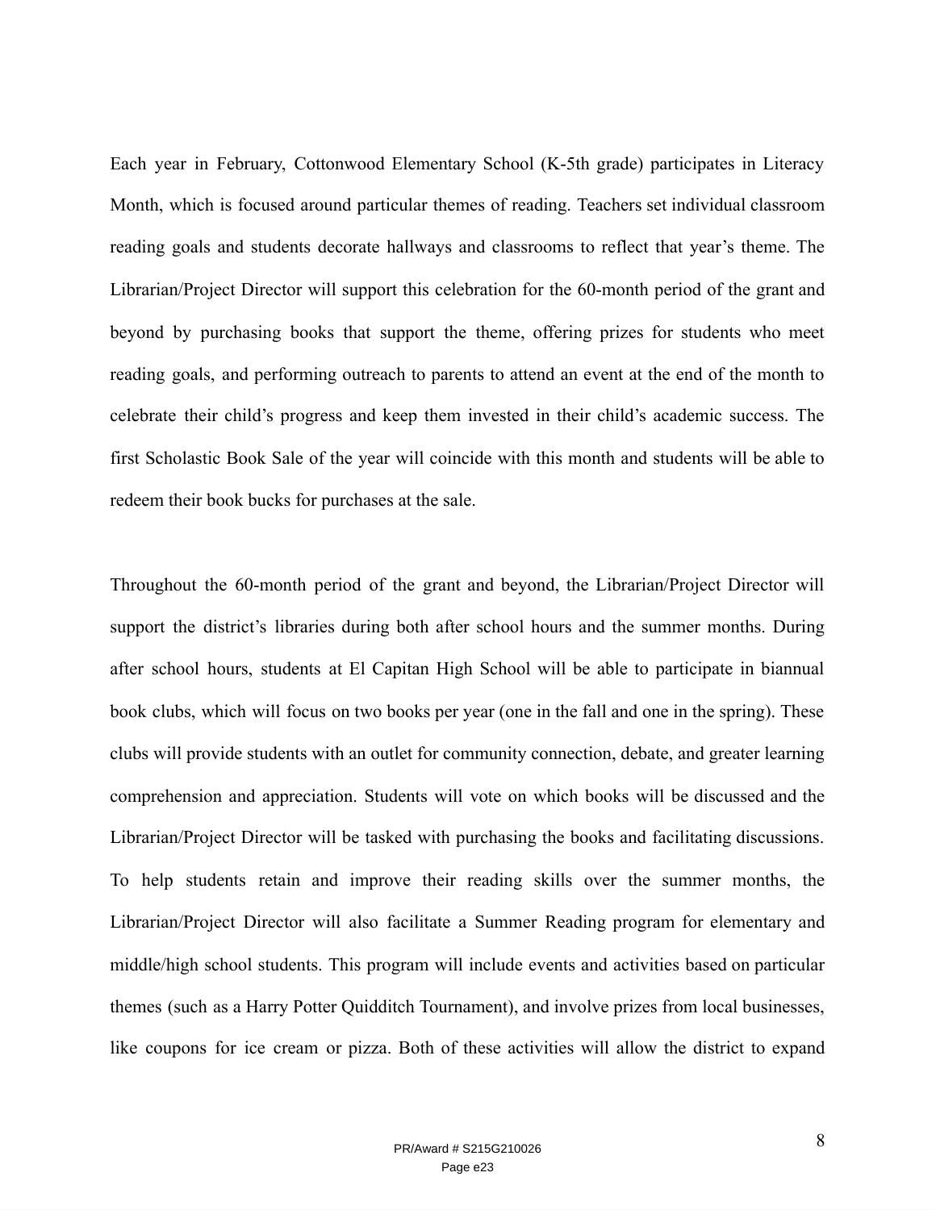Each year in February, Cottonwood Elementary School (K-5th grade) participates in Literacy Month, which is focused around particular themes of reading. Teachers set individual classroom reading goals and students decorate hallways and classrooms to reflect that year's theme. The Librarian/Project Director will support this celebration for the 60-month period of the grant and beyond by purchasing books that support the theme, offering prizes for students who meet reading goals, and performing outreach to parents to attend an event at the end of the month to celebrate their child's progress and keep them invested in their child's academic success. The first Scholastic Book Sale of the year will coincide with this month and students will be able to redeem their book bucks for purchases at the sale.

Throughout the 60-month period of the grant and beyond, the Librarian/Project Director will support the district's libraries during both after school hours and the summer months. During after school hours, students at El Capitan High School will be able to participate in biannual book clubs, which will focus on two books per year (one in the fall and one in the spring). These clubs will provide students with an outlet for community connection, debate, and greater learning comprehension and appreciation. Students will vote on which books will be discussed and the Librarian/Project Director will be tasked with purchasing the books and facilitating discussions. To help students retain and improve their reading skills over the summer months, the Librarian/Project Director will also facilitate a Summer Reading program for elementary and middle/high school students. This program will include events and activities based on particular themes (such as a Harry Potter Quidditch Tournament), and involve prizes from local businesses, like coupons for ice cream or pizza. Both of these activities will allow the district to expand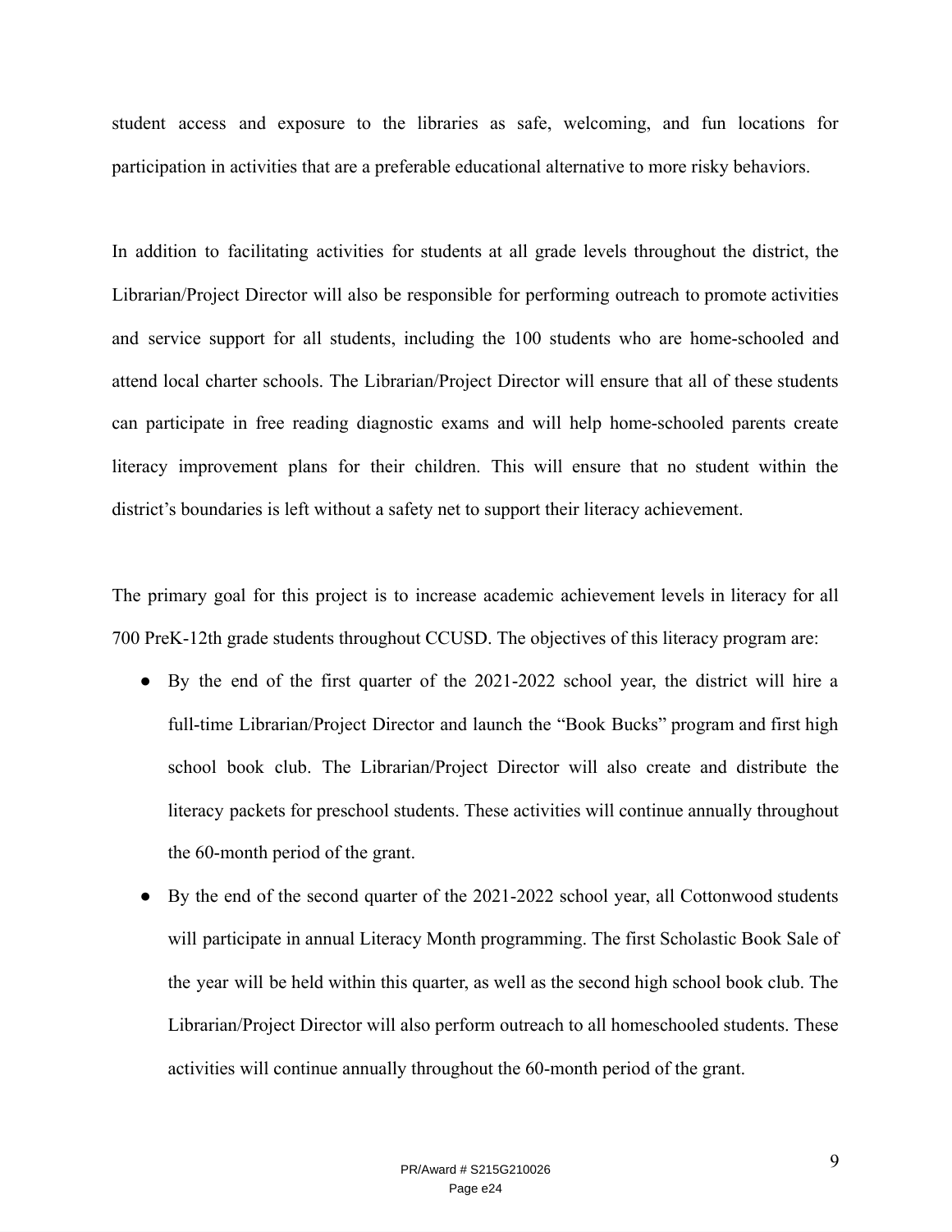student access and exposure to the libraries as safe, welcoming, and fun locations for participation in activities that are a preferable educational alternative to more risky behaviors.

In addition to facilitating activities for students at all grade levels throughout the district, the Librarian/Project Director will also be responsible for performing outreach to promote activities and service support for all students, including the 100 students who are home-schooled and attend local charter schools. The Librarian/Project Director will ensure that all of these students can participate in free reading diagnostic exams and will help home-schooled parents create literacy improvement plans for their children. This will ensure that no student within the district's boundaries is left without a safety net to support their literacy achievement.

The primary goal for this project is to increase academic achievement levels in literacy for all 700 PreK-12th grade students throughout CCUSD. The objectives of this literacy program are:

- By the end of the first quarter of the 2021-2022 school year, the district will hire a full-time Librarian/Project Director and launch the "Book Bucks" program and first high school book club. The Librarian/Project Director will also create and distribute the literacy packets for preschool students. These activities will continue annually throughout the 60-month period of the grant.
- By the end of the second quarter of the 2021-2022 school year, all Cottonwood students will participate in annual Literacy Month programming. The first Scholastic Book Sale of the year will be held within this quarter, as well as the second high school book club. The Librarian/Project Director will also perform outreach to all homeschooled students. These activities will continue annually throughout the 60-month period of the grant.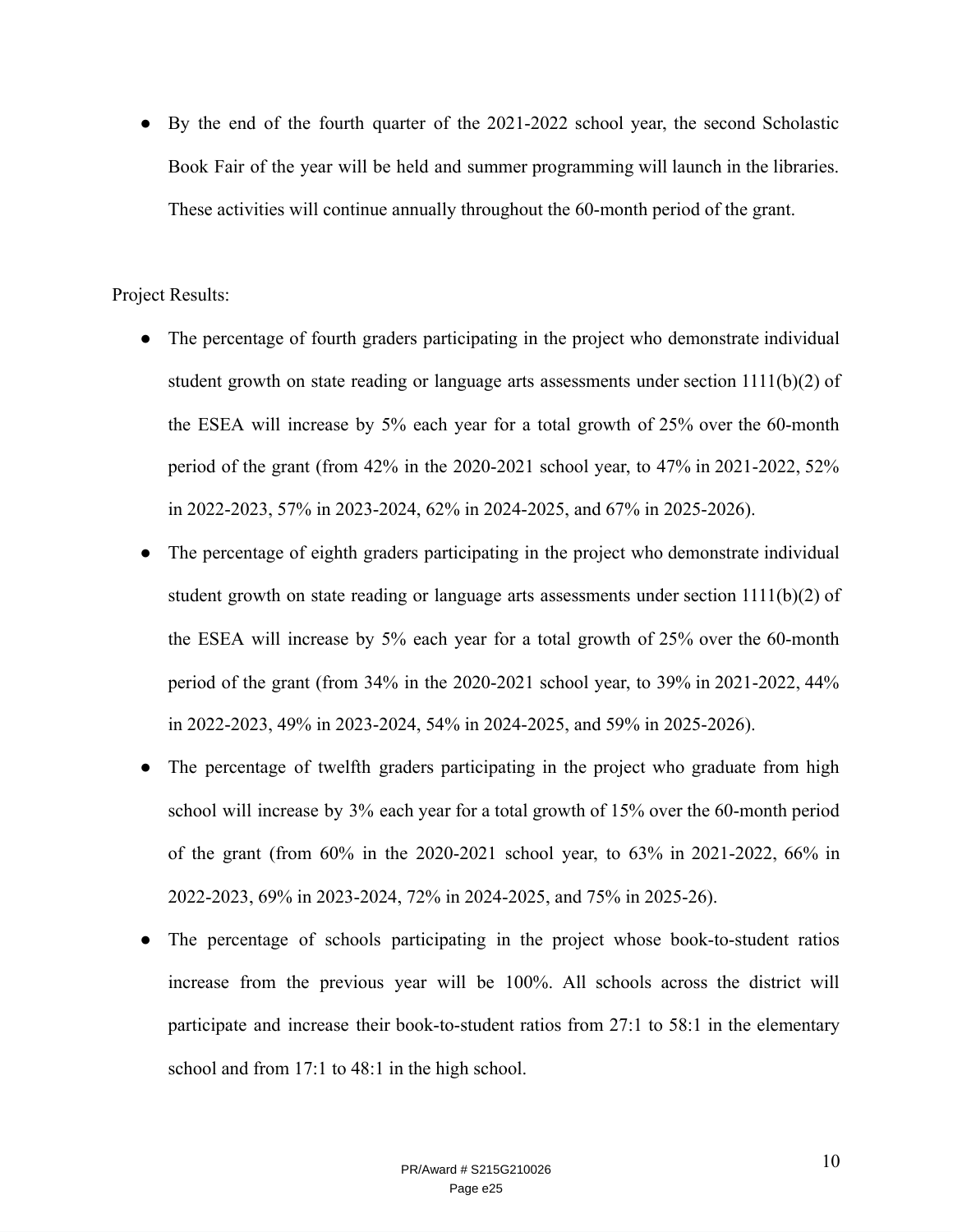- By the end of the fourth quarter of the 2021-2022 school year, the second Scholastic Book Fair of the year will be held and summer programming will launch in the libraries. These activities will continue annually throughout the 60-month period of the grant.

Project Results:

- The percentage of fourth graders participating in the project who demonstrate individual student growth on state reading or language arts assessments under section 1111(b)(2) of the ESEA will increase by 5% each year for a total growth of 25% over the 60-month period of the grant (from 42% in the 2020-2021 school year, to 47% in 2021-2022, 52% in 2022-2023, 57% in 2023-2024, 62% in 2024-2025, and 67% in 2025-2026).
- The percentage of eighth graders participating in the project who demonstrate individual student growth on state reading or language arts assessments under section 1111(b)(2) of the ESEA will increase by 5% each year for a total growth of 25% over the 60-month period of the grant (from 34% in the 2020-2021 school year, to 39% in 2021-2022, 44% in 2022-2023, 49% in 2023-2024, 54% in 2024-2025, and 59% in 2025-2026).
- The percentage of twelfth graders participating in the project who graduate from high school will increase by 3% each year for a total growth of 15% over the 60-month period of the grant (from 60% in the 2020-2021 school year, to 63% in 2021-2022, 66% in 2022-2023, 69% in 2023-2024, 72% in 2024-2025, and 75% in 2025-26).
- The percentage of schools participating in the project whose book-to-student ratios increase from the previous year will be 100%. All schools across the district will participate and increase their book-to-student ratios from 27:1 to 58:1 in the elementary school and from 17:1 to 48:1 in the high school.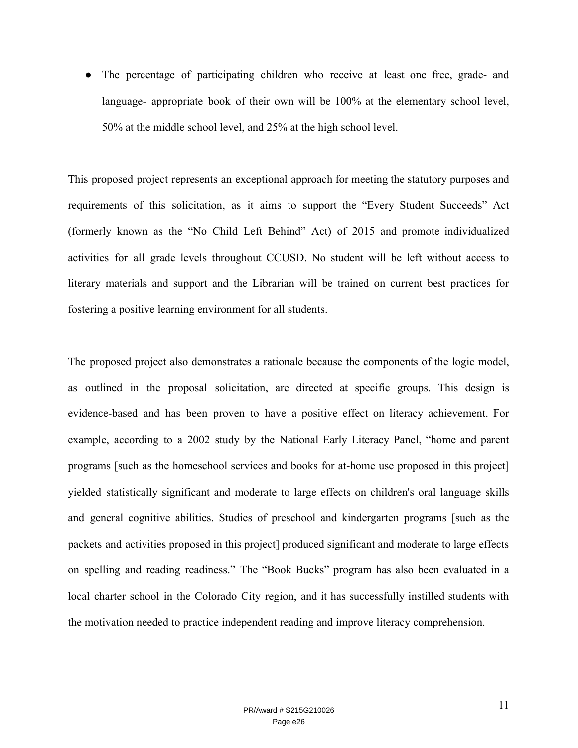- The percentage of participating children who receive at least one free, grade- and language- appropriate book of their own will be 100% at the elementary school level, 50% at the middle school level, and 25% at the high school level.

This proposed project represents an exceptional approach for meeting the statutory purposes and requirements of this solicitation, as it aims to support the "Every Student Succeeds" Act (formerly known as the "No Child Left Behind" Act) of 2015 and promote individualized activities for all grade levels throughout CCUSD. No student will be left without access to literary materials and support and the Librarian will be trained on current best practices for fostering a positive learning environment for all students.

The proposed project also demonstrates a rationale because the components of the logic model, as outlined in the proposal solicitation, are directed at specific groups. This design is evidence-based and has been proven to have a positive effect on literacy achievement. For example, according to a 2002 study by the National Early Literacy Panel, "home and parent programs [such as the homeschool services and books for at-home use proposed in this project] yielded statistically significant and moderate to large effects on children's oral language skills and general cognitive abilities. Studies of preschool and kindergarten programs [such as the packets and activities proposed in this project] produced significant and moderate to large effects on spelling and reading readiness." The "Book Bucks" program has also been evaluated in a local charter school in the Colorado City region, and it has successfully instilled students with the motivation needed to practice independent reading and improve literacy comprehension.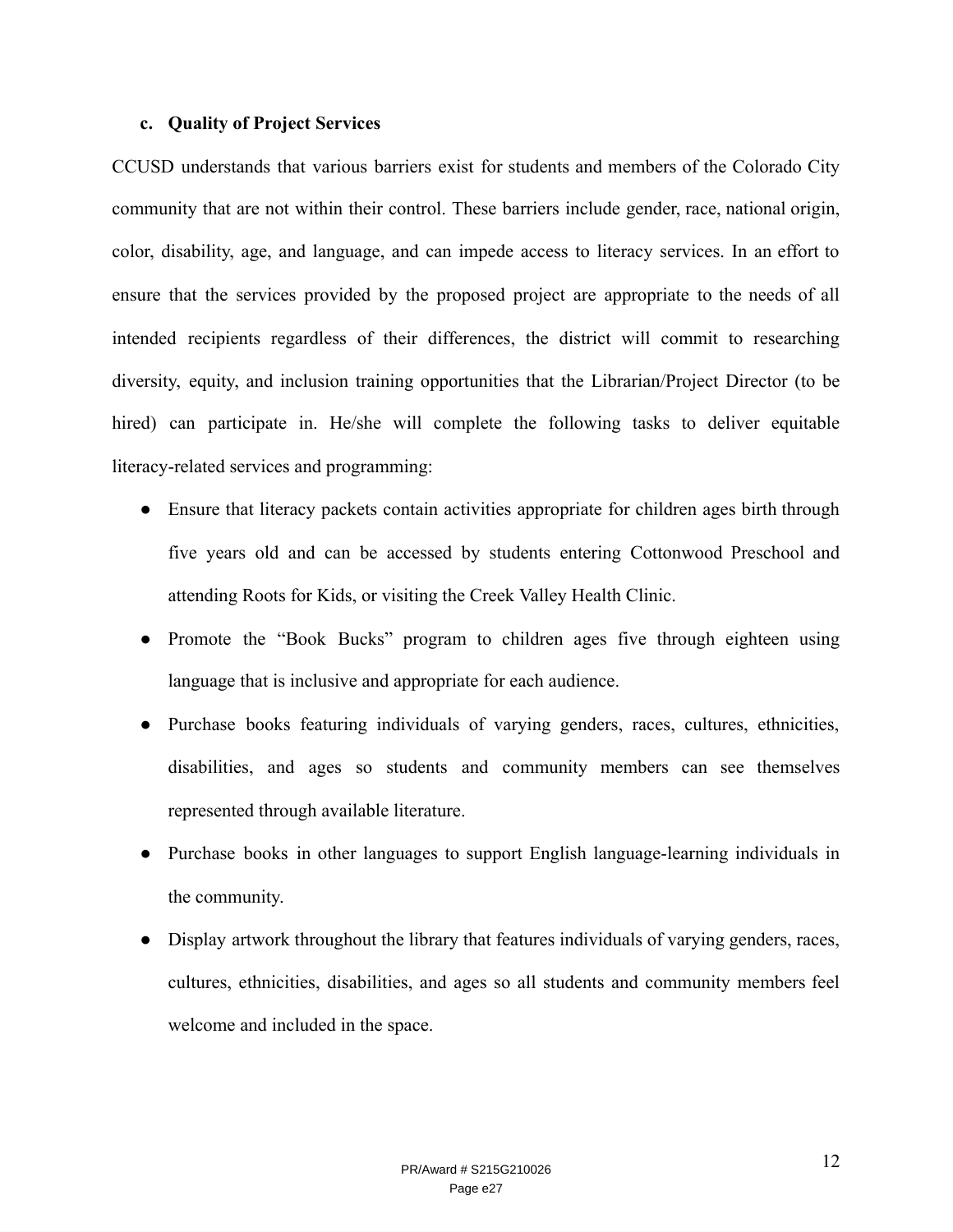### c. Quality of Project Services

CCUSD understands that various barriers exist for students and members of the Colorado City community that are not within their control. These barriers include gender, race, national origin, color, disability, age, and language, and can impede access to literacy services. In an effort to ensure that the services provided by the proposed project are appropriate to the needs of all intended recipients regardless of their differences, the district will commit to researching diversity, equity, and inclusion training opportunities that the Librarian/Project Director (to be hired) can participate in. He/she will complete the following tasks to deliver equitable literacy-related services and programming:

- Ensure that literacy packets contain activities appropriate for children ages birth through five years old and can be accessed by students entering Cottonwood Preschool and attending Roots for Kids, or visiting the Creek Valley Health Clinic.
- Promote the "Book Bucks" program to children ages five through eighteen using language that is inclusive and appropriate for each audience.
- Purchase books featuring individuals of varying genders, races, cultures, ethnicities, disabilities, and ages so students and community members can see themselves represented through available literature.
- Purchase books in other languages to support English language-learning individuals in the community.
- Display artwork throughout the library that features individuals of varying genders, races, cultures, ethnicities, disabilities, and ages so all students and community members feel welcome and included in the space.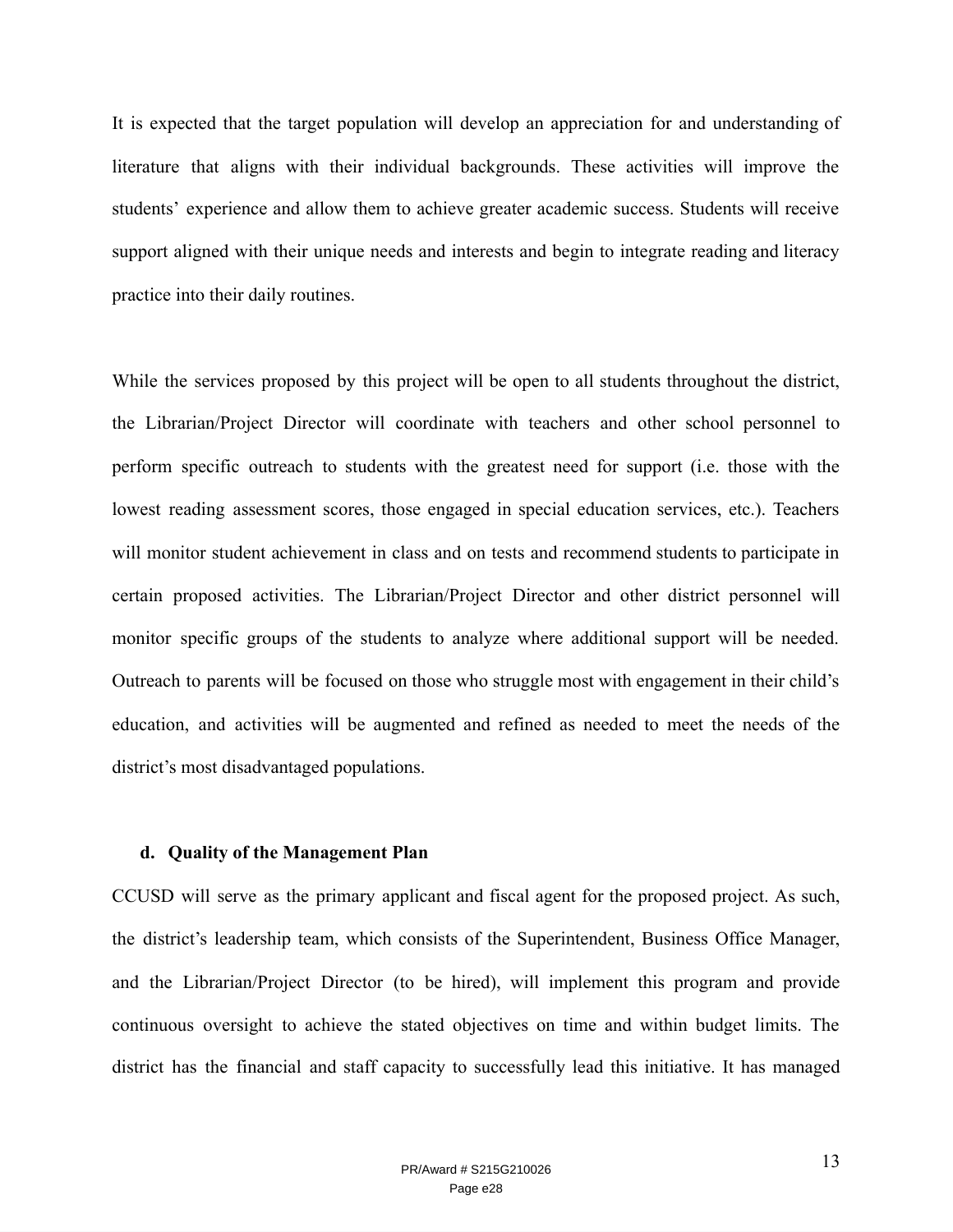It is expected that the target population will develop an appreciation for and understanding of literature that aligns with their individual backgrounds. These activities will improve the students' experience and allow them to achieve greater academic success. Students will receive support aligned with their unique needs and interests and begin to integrate reading and literacy practice into their daily routines.

While the services proposed by this project will be open to all students throughout the district, the Librarian/Project Director will coordinate with teachers and other school personnel to perform specific outreach to students with the greatest need for support (i.e. those with the lowest reading assessment scores, those engaged in special education services, etc.). Teachers will monitor student achievement in class and on tests and recommend students to participate in certain proposed activities. The Librarian/Project Director and other district personnel will monitor specific groups of the students to analyze where additional support will be needed. Outreach to parents will be focused on those who struggle most with engagement in their child's education, and activities will be augmented and refined as needed to meet the needs of the district's most disadvantaged populations.

### d. Quality of the Management Plan

CCUSD will serve as the primary applicant and fiscal agent for the proposed project. As such, the district's leadership team, which consists of the Superintendent, Business Office Manager, and the Librarian/Project Director (to be hired), will implement this program and provide continuous oversight to achieve the stated objectives on time and within budget limits. The district has the financial and staff capacity to successfully lead this initiative. It has managed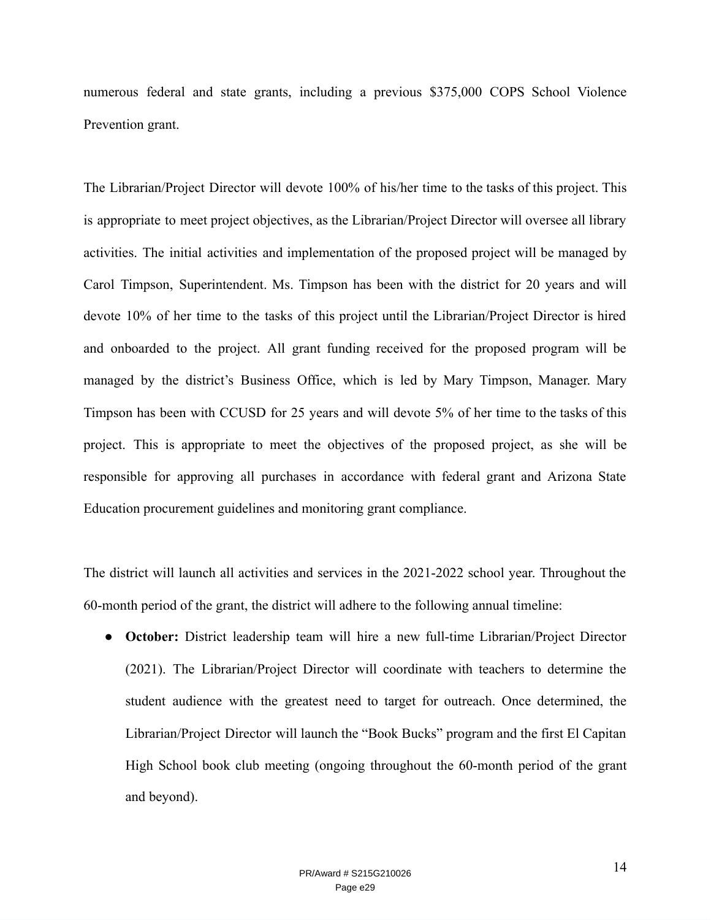numerous federal and state grants, including a previous $375,000 COPS School Violence Prevention grant.

The Librarian/Project Director will devote 100% of his/her time to the tasks of this project. This is appropriate to meet project objectives, as the Librarian/Project Director will oversee all library activities. The initial activities and implementation of the proposed project will be managed by Carol Timpson, Superintendent. Ms. Timpson has been with the district for 20 years and will devote 10% of her time to the tasks of this project until the Librarian/Project Director is hired and onboarded to the project. All grant funding received for the proposed program will be managed by the district's Business Office, which is led by Mary Timpson, Manager. Mary Timpson has been with CCUSD for 25 years and will devote 5% of her time to the tasks of this project. This is appropriate to meet the objectives of the proposed project, as she will be responsible for approving all purchases in accordance with federal grant and Arizona State Education procurement guidelines and monitoring grant compliance.

The district will launch all activities and services in the 2021-2022 school year. Throughout the 60-month period of the grant, the district will adhere to the following annual timeline:

- **October:** District leadership team will hire a new full-time Librarian/Project Director (2021). The Librarian/Project Director will coordinate with teachers to determine the student audience with the greatest need to target for outreach. Once determined, the Librarian/Project Director will launch the "Book Bucks" program and the first El Capitan High School book club meeting (ongoing throughout the 60-month period of the grant and beyond).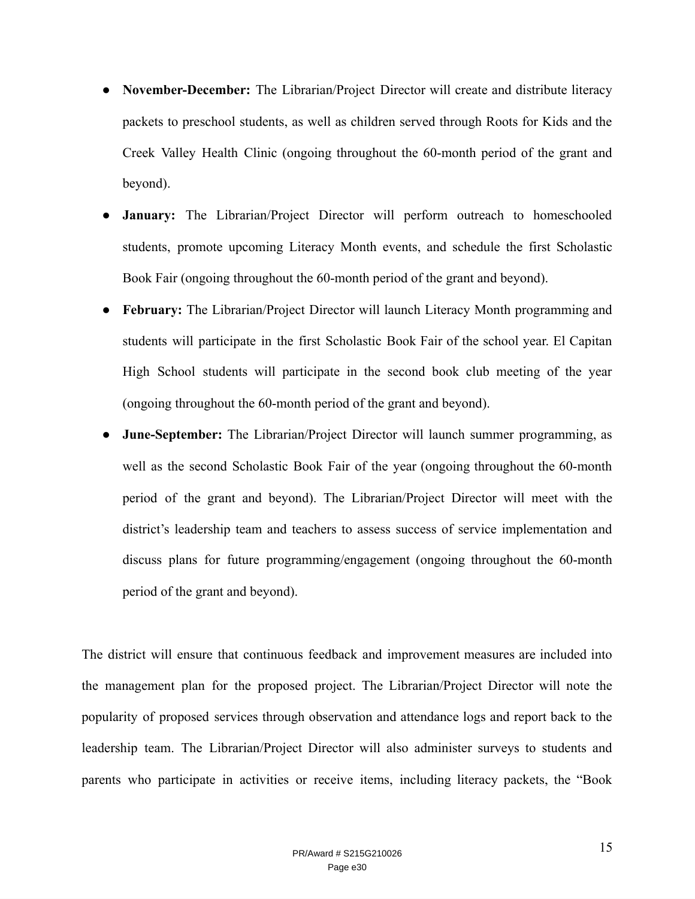- **November-December:** The Librarian/Project Director will create and distribute literacy packets to preschool students, as well as children served through Roots for Kids and the Creek Valley Health Clinic (ongoing throughout the 60-month period of the grant and beyond).
- **January:** The Librarian/Project Director will perform outreach to homeschooled students, promote upcoming Literacy Month events, and schedule the first Scholastic Book Fair (ongoing throughout the 60-month period of the grant and beyond).
- **February:** The Librarian/Project Director will launch Literacy Month programming and students will participate in the first Scholastic Book Fair of the school year. El Capitan High School students will participate in the second book club meeting of the year (ongoing throughout the 60-month period of the grant and beyond).
- **June-September:** The Librarian/Project Director will launch summer programming, as well as the second Scholastic Book Fair of the year (ongoing throughout the 60-month period of the grant and beyond). The Librarian/Project Director will meet with the district's leadership team and teachers to assess success of service implementation and discuss plans for future programming/engagement (ongoing throughout the 60-month period of the grant and beyond).

The district will ensure that continuous feedback and improvement measures are included into the management plan for the proposed project. The Librarian/Project Director will note the popularity of proposed services through observation and attendance logs and report back to the leadership team. The Librarian/Project Director will also administer surveys to students and parents who participate in activities or receive items, including literacy packets, the "Book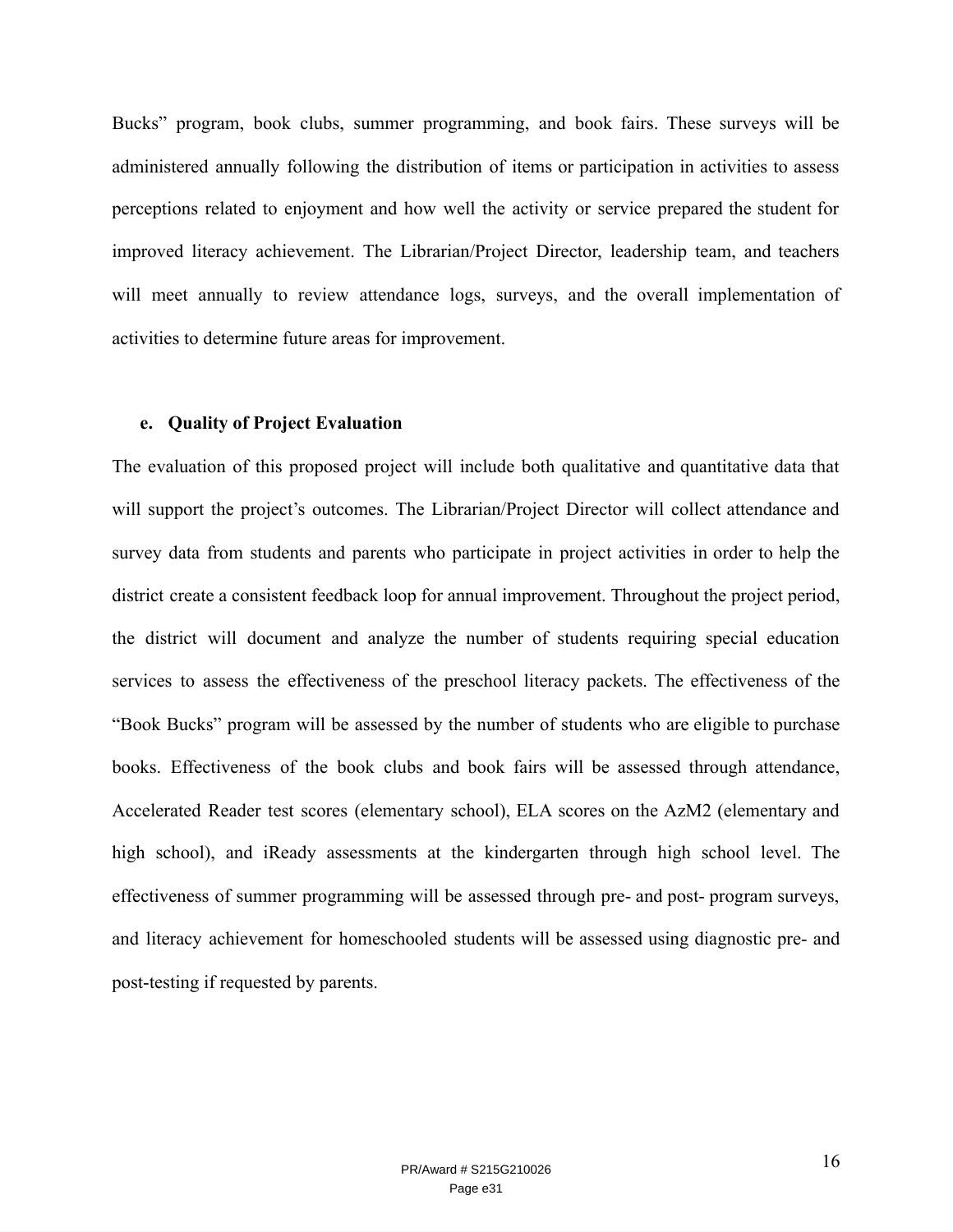Bucks" program, book clubs, summer programming, and book fairs. These surveys will be administered annually following the distribution of items or participation in activities to assess perceptions related to enjoyment and how well the activity or service prepared the student for improved literacy achievement. The Librarian/Project Director, leadership team, and teachers will meet annually to review attendance logs, surveys, and the overall implementation of activities to determine future areas for improvement.

**e. Quality of Project Evaluation**

The evaluation of this proposed project will include both qualitative and quantitative data that will support the project's outcomes. The Librarian/Project Director will collect attendance and survey data from students and parents who participate in project activities in order to help the district create a consistent feedback loop for annual improvement. Throughout the project period, the district will document and analyze the number of students requiring special education services to assess the effectiveness of the preschool literacy packets. The effectiveness of the "Book Bucks" program will be assessed by the number of students who are eligible to purchase books. Effectiveness of the book clubs and book fairs will be assessed through attendance, Accelerated Reader test scores (elementary school), ELA scores on the AzM2 (elementary and high school), and iReady assessments at the kindergarten through high school level. The effectiveness of summer programming will be assessed through pre- and post- program surveys, and literacy achievement for homeschooled students will be assessed using diagnostic pre- and post-testing if requested by parents.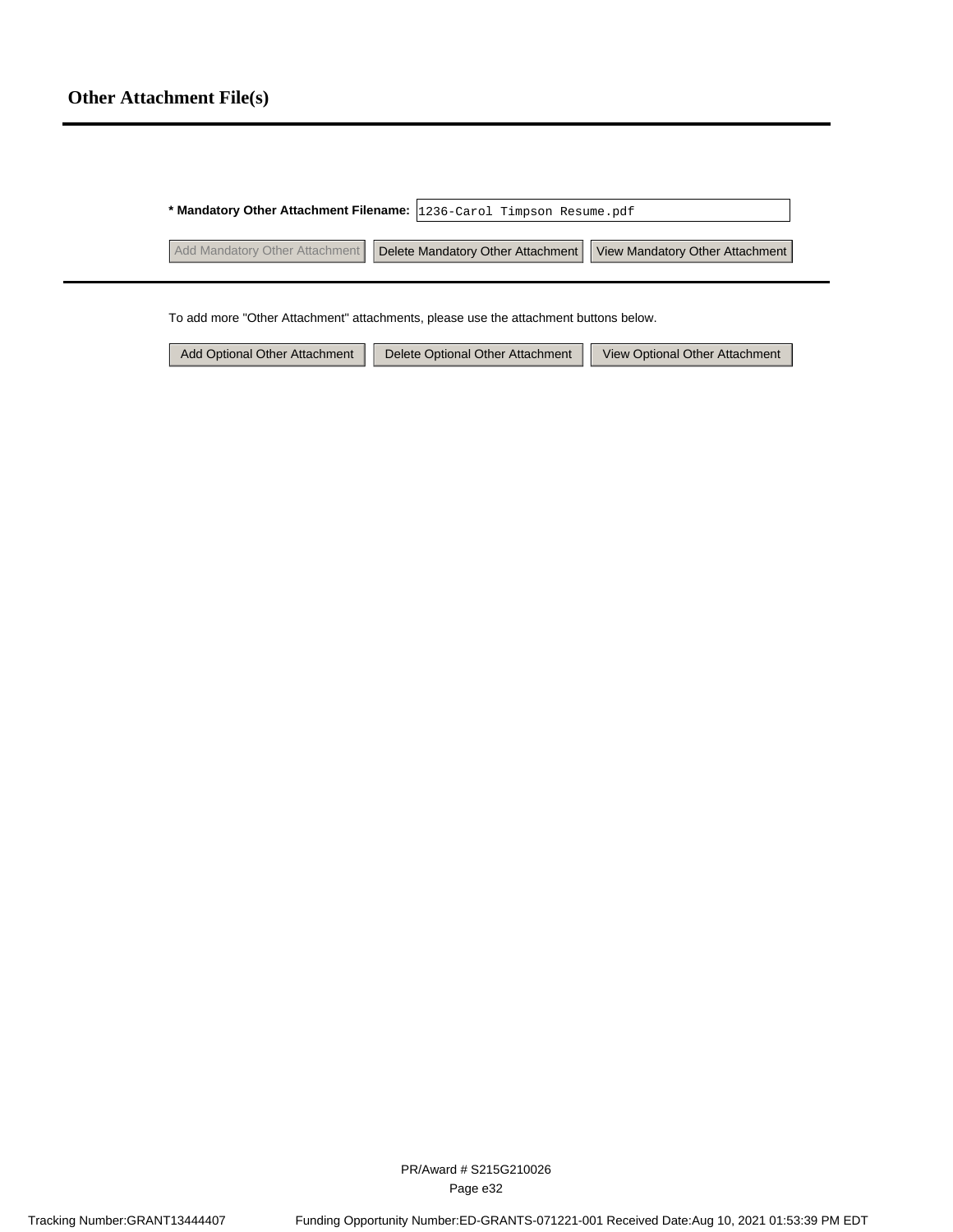## Other Attachment File(s)

**\* Mandatory Other Attachment Filename:** 1236-Carol Timpson Resume.pdf

Add Mandatory Other Attachment | Delete Mandatory Other Attachment | View Mandatory Other Attachment

To add more "Other Attachment" attachments, please use the attachment buttons below.

Add Optional Other Attachment | Delete Optional Other Attachment | View Optional Other Attachment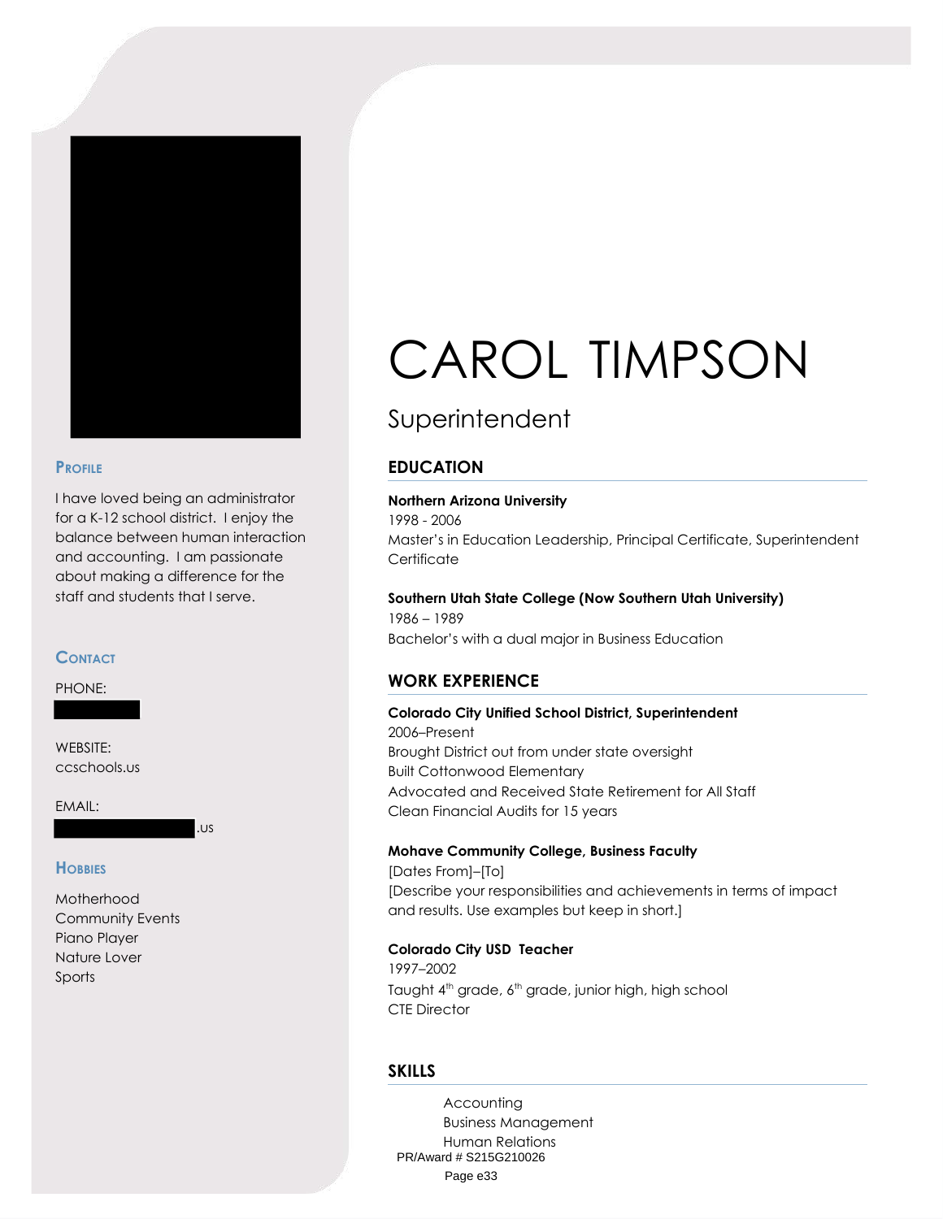# CAROL TIMPSON

## Superintendent

### Profile

I have loved being an administrator for a K-12 school district. I enjoy the balance between human interaction and accounting. I am passionate about making a difference for the staff and students that I serve.

### Contact

PHONE:

WEBSITE:
ccschools.us

EMAIL:
.us

### Hobbies

Motherhood
Community Events
Piano Player
Nature Lover
Sports

## EDUCATION

**Northern Arizona University**
1998 - 2006
Master's in Education Leadership, Principal Certificate, Superintendent Certificate

**Southern Utah State College (Now Southern Utah University)**
1986 – 1989
Bachelor's with a dual major in Business Education

## WORK EXPERIENCE

**Colorado City Unified School District, Superintendent**
2006–Present
Brought District out from under state oversight
Built Cottonwood Elementary
Advocated and Received State Retirement for All Staff
Clean Financial Audits for 15 years

**Mohave Community College, Business Faculty**
[Dates From]–[To]
[Describe your responsibilities and achievements in terms of impact and results. Use examples but keep in short.]

**Colorado City USD Teacher**
1997–2002
Taught 4th grade, 6th grade, junior high, high school
CTE Director

## SKILLS

- Accounting
- Business Management
- Human Relations

PR/Award # S215G210026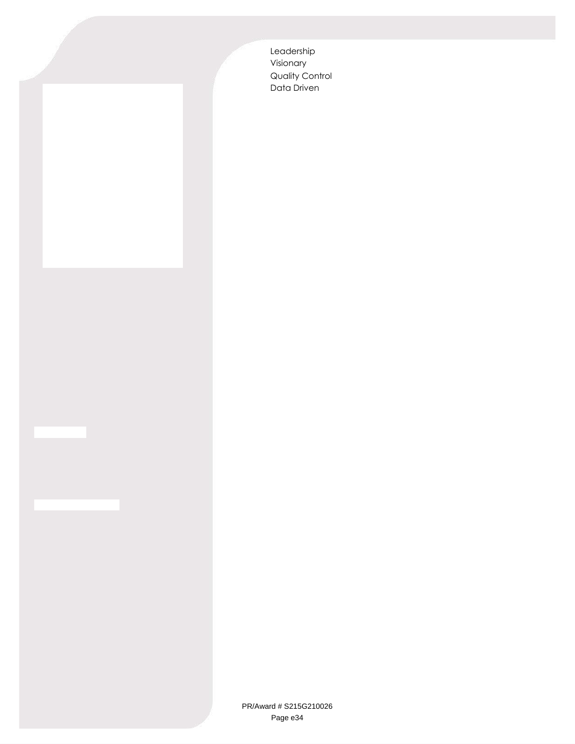- Leadership
- Visionary
- Quality Control
- Data Driven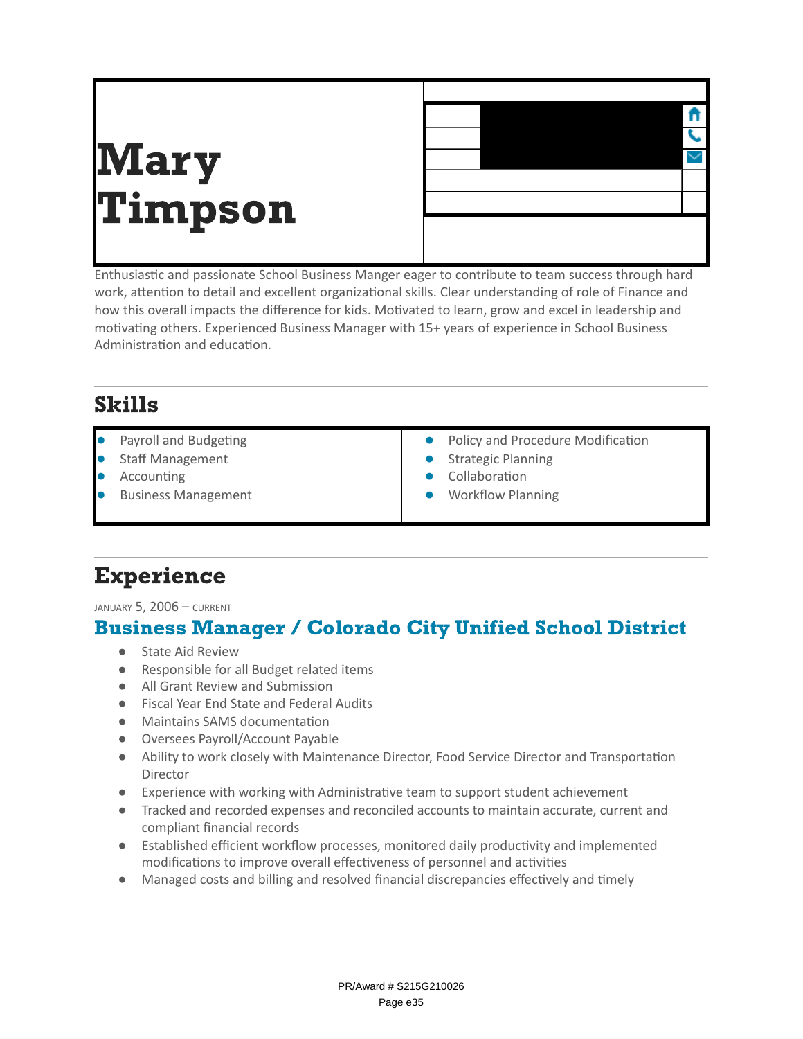# Mary Timpson

Enthusiastic and passionate School Business Manger eager to contribute to team success through hard work, attention to detail and excellent organizational skills. Clear understanding of role of Finance and how this overall impacts the difference for kids. Motivated to learn, grow and excel in leadership and motivating others. Experienced Business Manager with 15+ years of experience in School Business Administration and education.

## Skills

- Payroll and Budgeting
- Staff Management
- Accounting
- Business Management
- Policy and Procedure Modification
- Strategic Planning
- Collaboration
- Workflow Planning

## Experience

JANUARY 5, 2006 – CURRENT

### Business Manager / Colorado City Unified School District

- State Aid Review
- Responsible for all Budget related items
- All Grant Review and Submission
- Fiscal Year End State and Federal Audits
- Maintains SAMS documentation
- Oversees Payroll/Account Payable
- Ability to work closely with Maintenance Director, Food Service Director and Transportation Director
- Experience with working with Administrative team to support student achievement
- Tracked and recorded expenses and reconciled accounts to maintain accurate, current and compliant financial records
- Established efficient workflow processes, monitored daily productivity and implemented modifications to improve overall effectiveness of personnel and activities
- Managed costs and billing and resolved financial discrepancies effectively and timely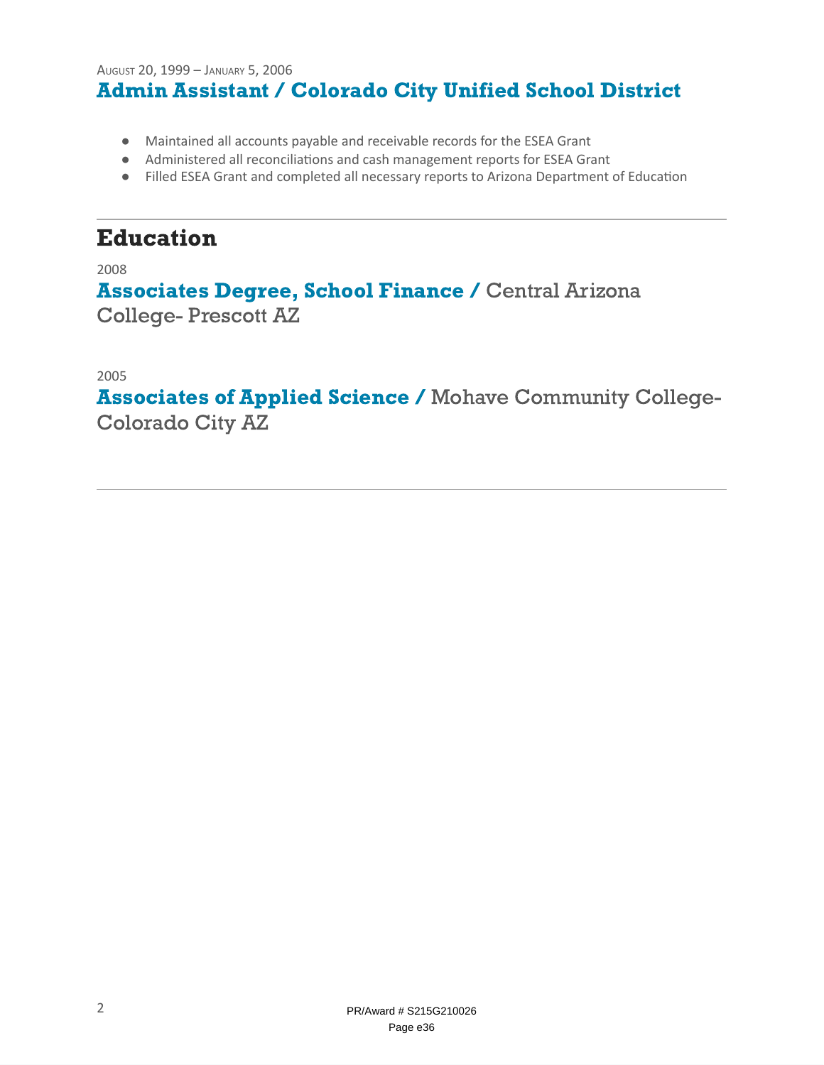August 20, 1999 – January 5, 2006

### Admin Assistant / Colorado City Unified School District

- Maintained all accounts payable and receivable records for the ESEA Grant
- Administered all reconciliations and cash management reports for ESEA Grant
- Filled ESEA Grant and completed all necessary reports to Arizona Department of Education

---

## Education

2008

### Associates Degree, School Finance / Central Arizona College- Prescott AZ

2005

### Associates of Applied Science / Mohave Community College- Colorado City AZ

---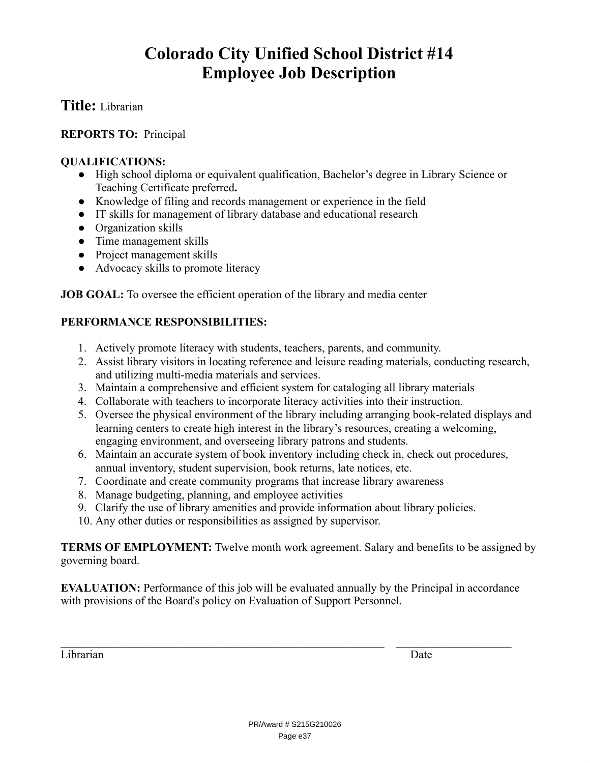# Colorado City Unified School District #14
# Employee Job Description

## Title: Librarian

**REPORTS TO:** Principal

**QUALIFICATIONS:**

- High school diploma or equivalent qualification, Bachelor's degree in Library Science or Teaching Certificate preferred**.**
- Knowledge of filing and records management or experience in the field
- IT skills for management of library database and educational research
- Organization skills
- Time management skills
- Project management skills
- Advocacy skills to promote literacy

**JOB GOAL:** To oversee the efficient operation of the library and media center

**PERFORMANCE RESPONSIBILITIES:**

1. Actively promote literacy with students, teachers, parents, and community.
2. Assist library visitors in locating reference and leisure reading materials, conducting research, and utilizing multi-media materials and services.
3. Maintain a comprehensive and efficient system for cataloging all library materials
4. Collaborate with teachers to incorporate literacy activities into their instruction.
5. Oversee the physical environment of the library including arranging book-related displays and learning centers to create high interest in the library's resources, creating a welcoming, engaging environment, and overseeing library patrons and students.
6. Maintain an accurate system of book inventory including check in, check out procedures, annual inventory, student supervision, book returns, late notices, etc.
7. Coordinate and create community programs that increase library awareness
8. Manage budgeting, planning, and employee activities
9. Clarify the use of library amenities and provide information about library policies.
10. Any other duties or responsibilities as assigned by supervisor.

**TERMS OF EMPLOYMENT:** Twelve month work agreement. Salary and benefits to be assigned by governing board.

**EVALUATION:** Performance of this job will be evaluated annually by the Principal in accordance with provisions of the Board's policy on Evaluation of Support Personnel.

\_\_\_\_\_\_\_\_\_\_\_\_\_\_\_\_\_\_\_\_\_\_\_\_\_\_\_\_\_\_\_\_\_\_\_\_\_\_\_\_\_\_\_\_\_\_\_\_ \_\_\_\_\_\_\_\_\_\_\_\_\_\_\_\_\_\_\_\_

Librarian Date

PR/Award # S215G210026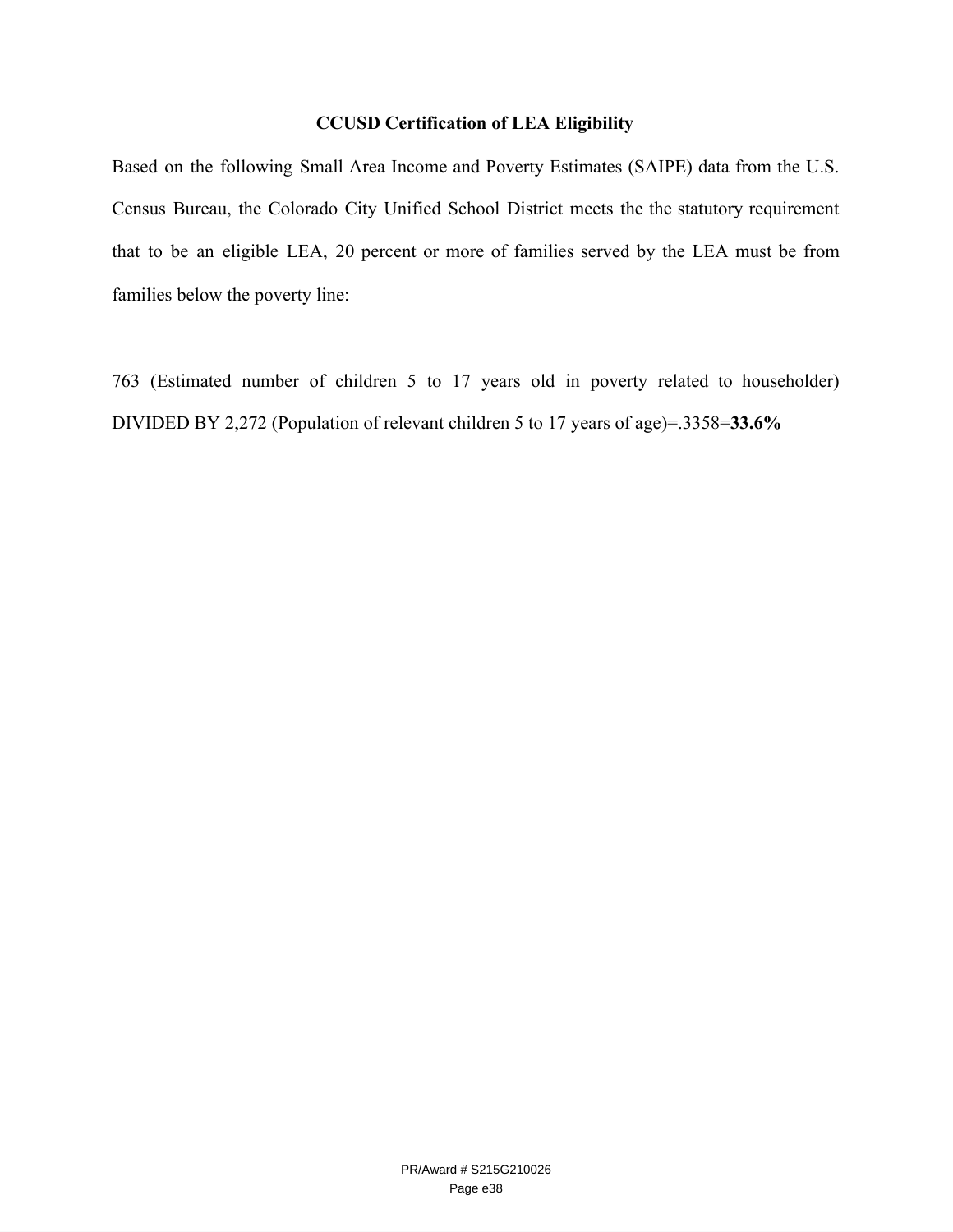**CCUSD Certification of LEA Eligibility**

Based on the following Small Area Income and Poverty Estimates (SAIPE) data from the U.S. Census Bureau, the Colorado City Unified School District meets the the statutory requirement that to be an eligible LEA, 20 percent or more of families served by the LEA must be from families below the poverty line:

763 (Estimated number of children 5 to 17 years old in poverty related to householder) DIVIDED BY 2,272 (Population of relevant children 5 to 17 years of age)=.3358=**33.6%**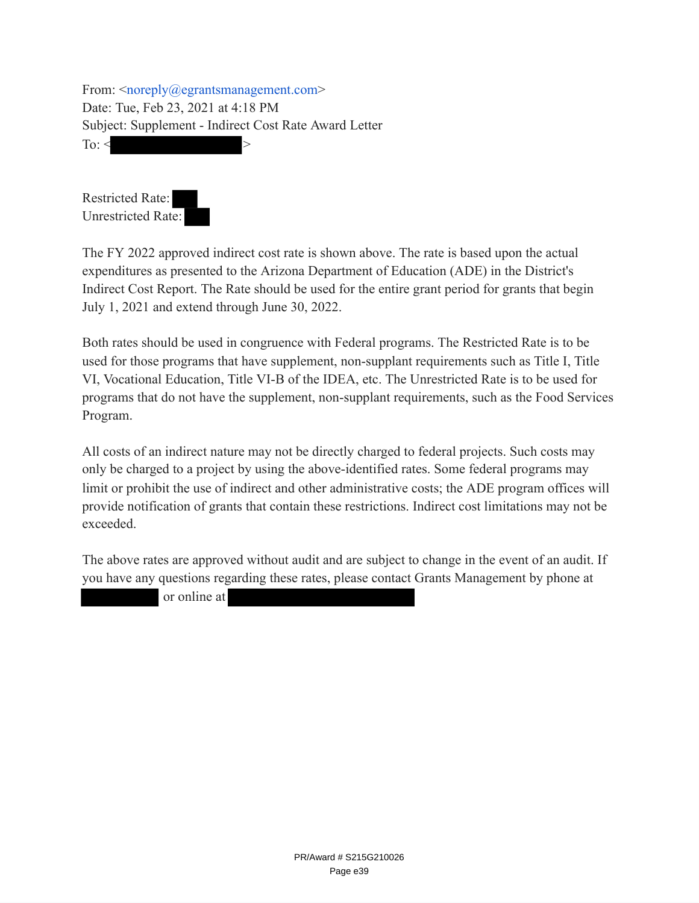From: <noreply@egrantsmanagement.com>
Date: Tue, Feb 23, 2021 at 4:18 PM
Subject: Supplement - Indirect Cost Rate Award Letter
To: < >

Restricted Rate:
Unrestricted Rate:

The FY 2022 approved indirect cost rate is shown above. The rate is based upon the actual expenditures as presented to the Arizona Department of Education (ADE) in the District's Indirect Cost Report. The Rate should be used for the entire grant period for grants that begin July 1, 2021 and extend through June 30, 2022.

Both rates should be used in congruence with Federal programs. The Restricted Rate is to be used for those programs that have supplement, non-supplant requirements such as Title I, Title VI, Vocational Education, Title VI-B of the IDEA, etc. The Unrestricted Rate is to be used for programs that do not have the supplement, non-supplant requirements, such as the Food Services Program.

All costs of an indirect nature may not be directly charged to federal projects. Such costs may only be charged to a project by using the above-identified rates. Some federal programs may limit or prohibit the use of indirect and other administrative costs; the ADE program offices will provide notification of grants that contain these restrictions. Indirect cost limitations may not be exceeded.

The above rates are approved without audit and are subject to change in the event of an audit. If you have any questions regarding these rates, please contact Grants Management by phone at or online at

PR/Award # S215G210026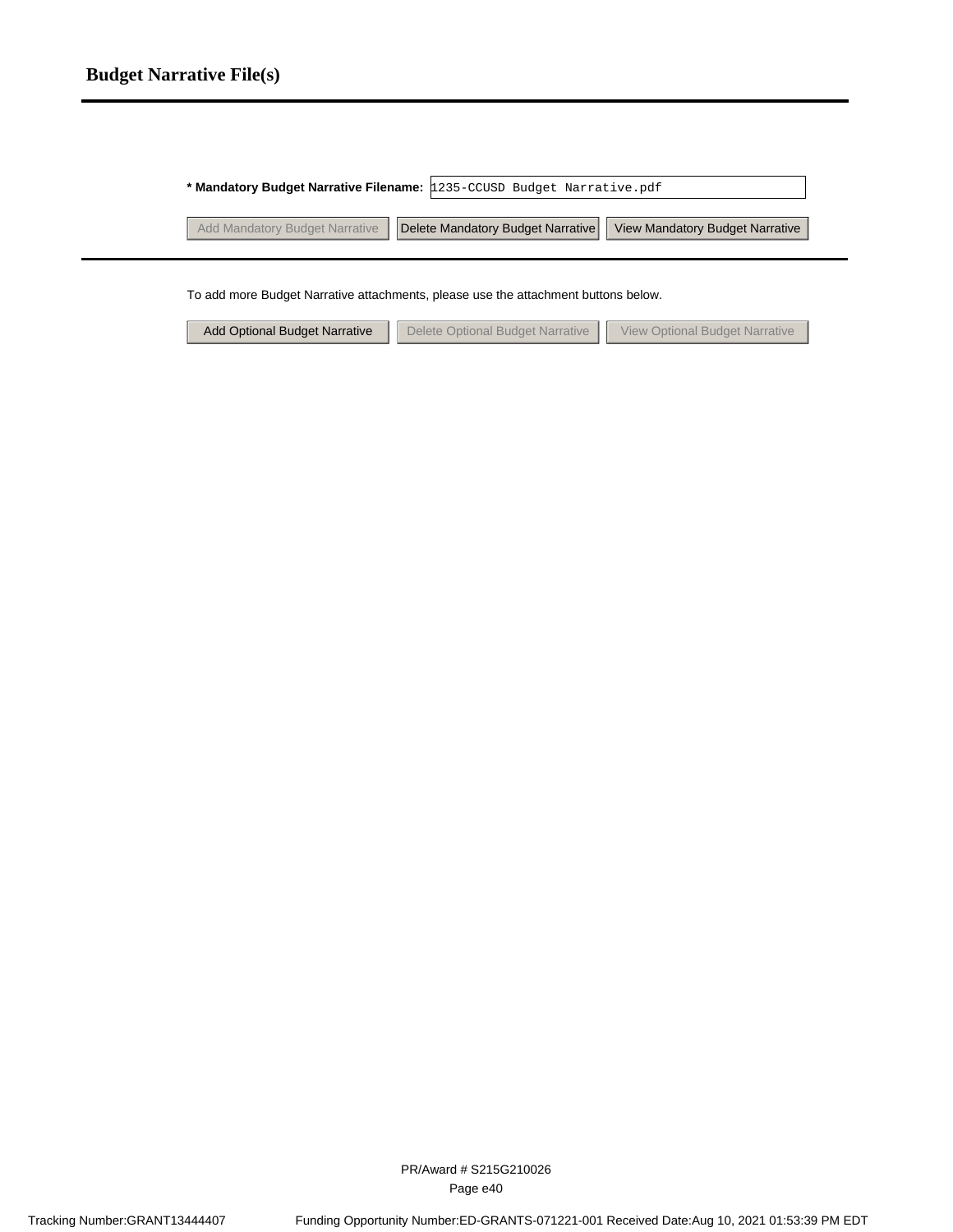## Budget Narrative File(s)

**\* Mandatory Budget Narrative Filename:** 1235-CCUSD Budget Narrative.pdf

Add Mandatory Budget Narrative | Delete Mandatory Budget Narrative | View Mandatory Budget Narrative

To add more Budget Narrative attachments, please use the attachment buttons below.

Add Optional Budget Narrative | Delete Optional Budget Narrative | View Optional Budget Narrative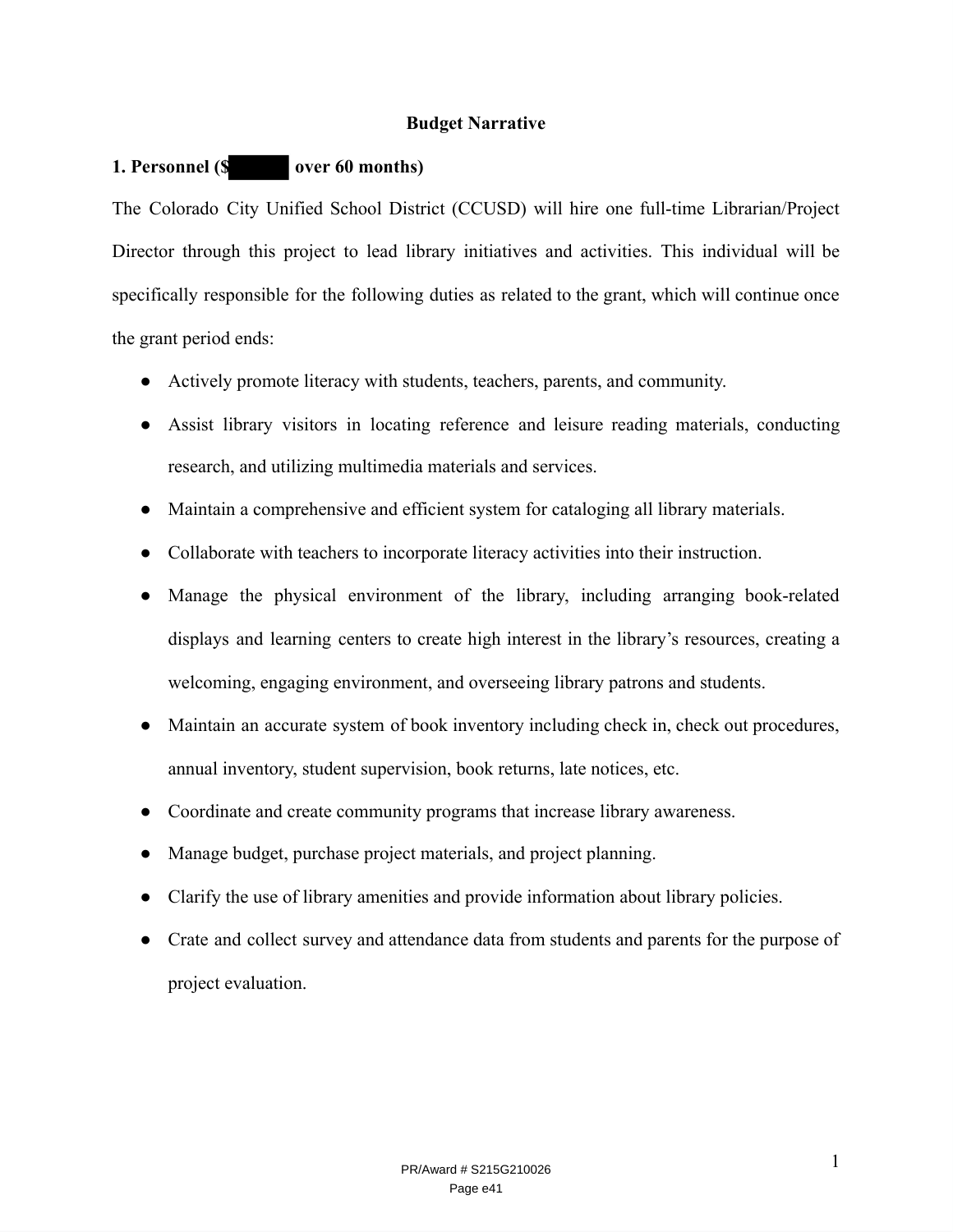# Budget Narrative

## 1. Personnel ($ over 60 months)

The Colorado City Unified School District (CCUSD) will hire one full-time Librarian/Project Director through this project to lead library initiatives and activities. This individual will be specifically responsible for the following duties as related to the grant, which will continue once the grant period ends:

- Actively promote literacy with students, teachers, parents, and community.
- Assist library visitors in locating reference and leisure reading materials, conducting research, and utilizing multimedia materials and services.
- Maintain a comprehensive and efficient system for cataloging all library materials.
- Collaborate with teachers to incorporate literacy activities into their instruction.
- Manage the physical environment of the library, including arranging book-related displays and learning centers to create high interest in the library's resources, creating a welcoming, engaging environment, and overseeing library patrons and students.
- Maintain an accurate system of book inventory including check in, check out procedures, annual inventory, student supervision, book returns, late notices, etc.
- Coordinate and create community programs that increase library awareness.
- Manage budget, purchase project materials, and project planning.
- Clarify the use of library amenities and provide information about library policies.
- Crate and collect survey and attendance data from students and parents for the purpose of project evaluation.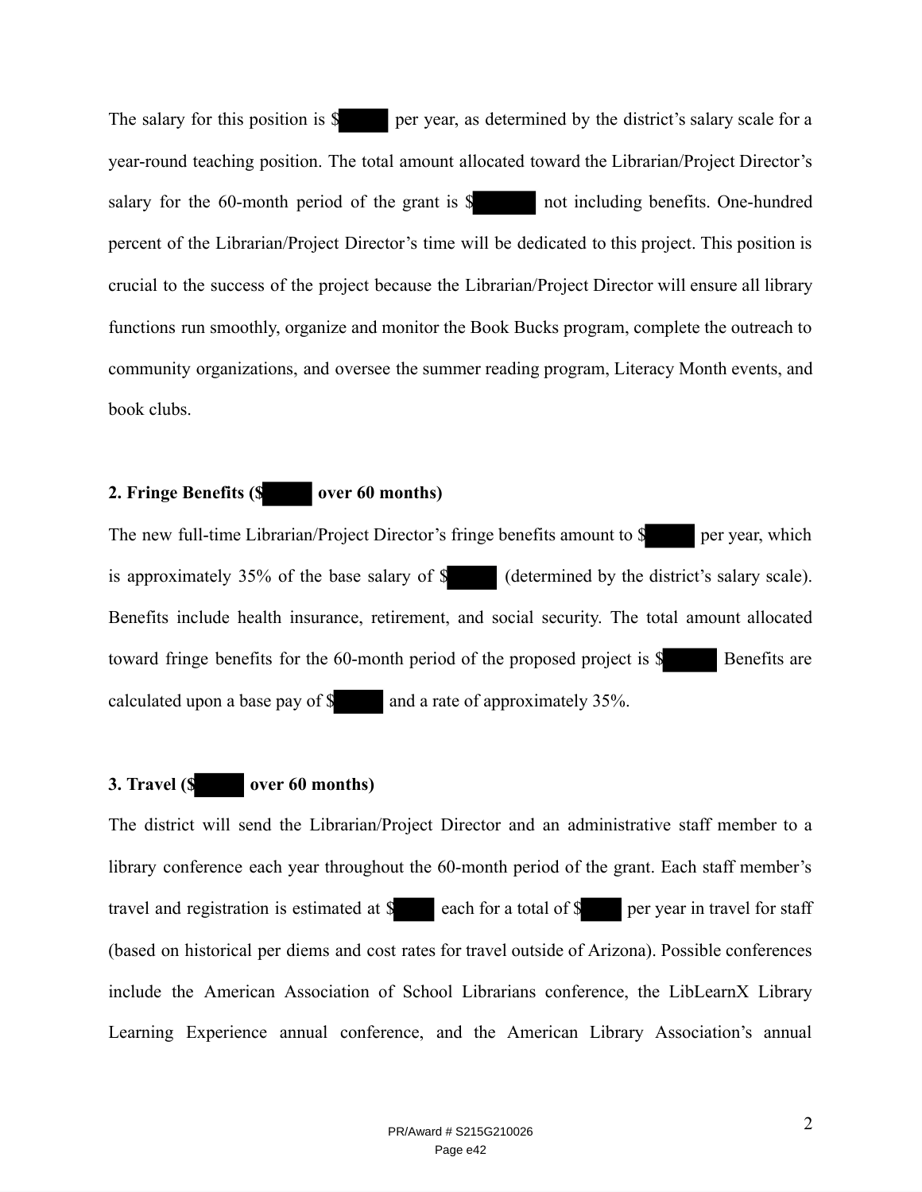The salary for this position is $ per year, as determined by the district's salary scale for a year-round teaching position. The total amount allocated toward the Librarian/Project Director's salary for the 60-month period of the grant is $ not including benefits. One-hundred percent of the Librarian/Project Director's time will be dedicated to this project. This position is crucial to the success of the project because the Librarian/Project Director will ensure all library functions run smoothly, organize and monitor the Book Bucks program, complete the outreach to community organizations, and oversee the summer reading program, Literacy Month events, and book clubs.

**2. Fringe Benefits ($ over 60 months)**

The new full-time Librarian/Project Director's fringe benefits amount to $ per year, which is approximately 35% of the base salary of $ (determined by the district's salary scale). Benefits include health insurance, retirement, and social security. The total amount allocated toward fringe benefits for the 60-month period of the proposed project is $ Benefits are calculated upon a base pay of $ and a rate of approximately 35%.

**3. Travel ($ over 60 months)**

The district will send the Librarian/Project Director and an administrative staff member to a library conference each year throughout the 60-month period of the grant. Each staff member's travel and registration is estimated at $ each for a total of $ per year in travel for staff (based on historical per diems and cost rates for travel outside of Arizona). Possible conferences include the American Association of School Librarians conference, the LibLearnX Library Learning Experience annual conference, and the American Library Association's annual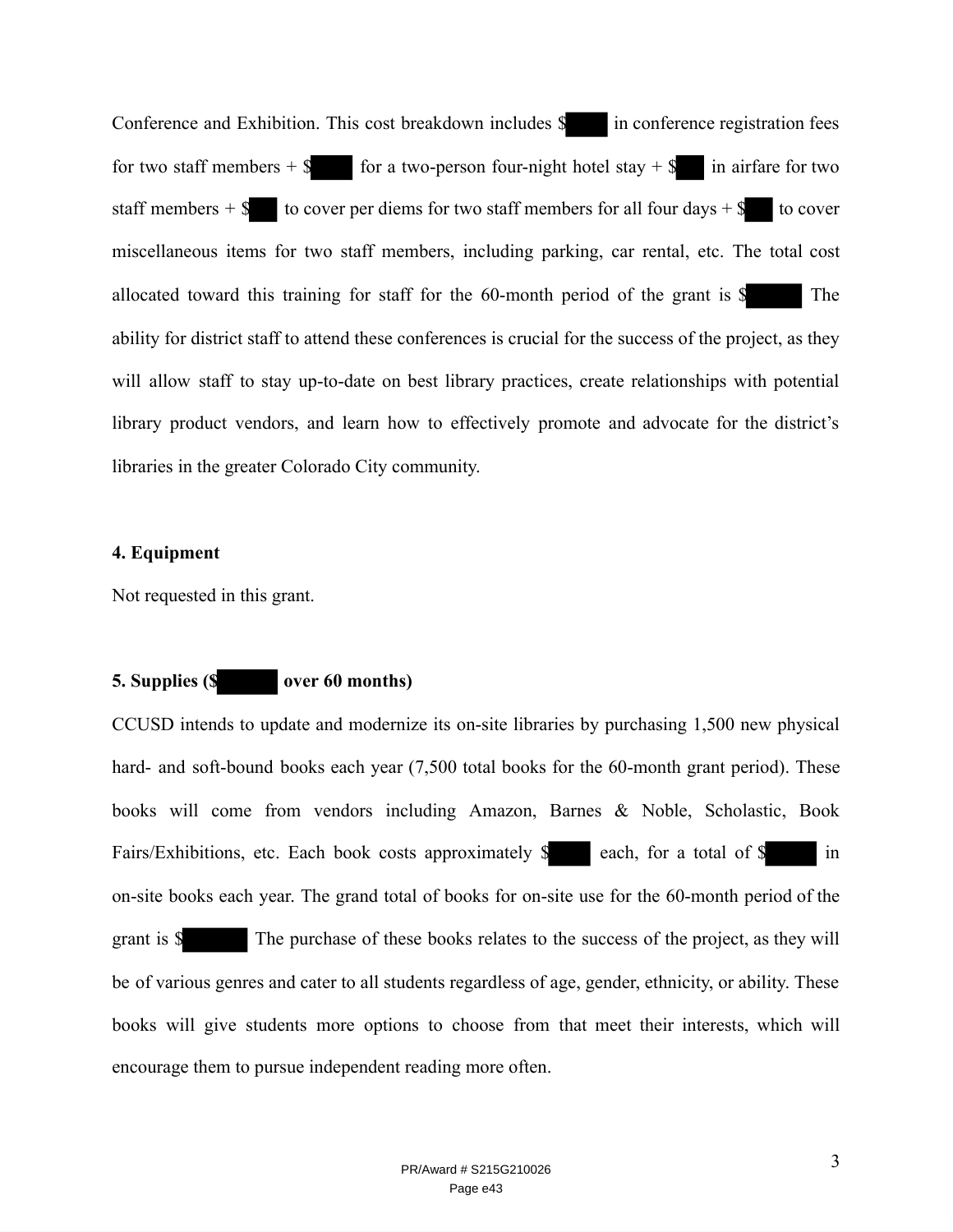Conference and Exhibition. This cost breakdown includes $ in conference registration fees for two staff members + $ for a two-person four-night hotel stay + $ in airfare for two staff members + $ to cover per diems for two staff members for all four days + $ to cover miscellaneous items for two staff members, including parking, car rental, etc. The total cost allocated toward this training for staff for the 60-month period of the grant is $ The ability for district staff to attend these conferences is crucial for the success of the project, as they will allow staff to stay up-to-date on best library practices, create relationships with potential library product vendors, and learn how to effectively promote and advocate for the district's libraries in the greater Colorado City community.

**4. Equipment**

Not requested in this grant.

**5. Supplies ($ over 60 months)**

CCUSD intends to update and modernize its on-site libraries by purchasing 1,500 new physical hard- and soft-bound books each year (7,500 total books for the 60-month grant period). These books will come from vendors including Amazon, Barnes & Noble, Scholastic, Book Fairs/Exhibitions, etc. Each book costs approximately $ each, for a total of $ in on-site books each year. The grand total of books for on-site use for the 60-month period of the grant is $ The purchase of these books relates to the success of the project, as they will be of various genres and cater to all students regardless of age, gender, ethnicity, or ability. These books will give students more options to choose from that meet their interests, which will encourage them to pursue independent reading more often.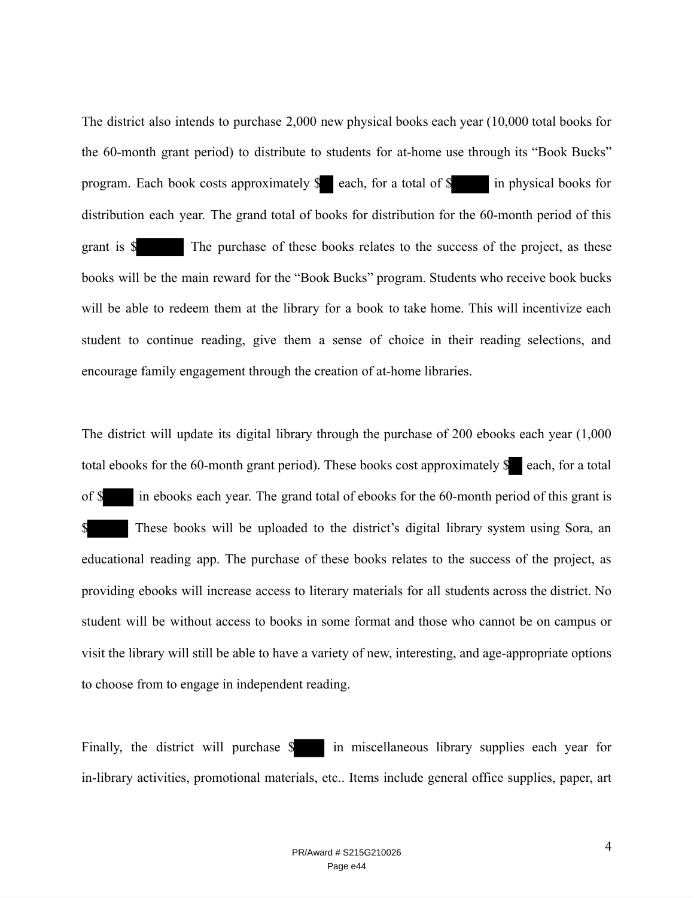The district also intends to purchase 2,000 new physical books each year (10,000 total books for the 60-month grant period) to distribute to students for at-home use through its "Book Bucks" program. Each book costs approximately $ each, for a total of $ in physical books for distribution each year. The grand total of books for distribution for the 60-month period of this grant is $ The purchase of these books relates to the success of the project, as these books will be the main reward for the "Book Bucks" program. Students who receive book bucks will be able to redeem them at the library for a book to take home. This will incentivize each student to continue reading, give them a sense of choice in their reading selections, and encourage family engagement through the creation of at-home libraries.

The district will update its digital library through the purchase of 200 ebooks each year (1,000 total ebooks for the 60-month grant period). These books cost approximately $ each, for a total of $ in ebooks each year. The grand total of ebooks for the 60-month period of this grant is $ These books will be uploaded to the district's digital library system using Sora, an educational reading app. The purchase of these books relates to the success of the project, as providing ebooks will increase access to literary materials for all students across the district. No student will be without access to books in some format and those who cannot be on campus or visit the library will still be able to have a variety of new, interesting, and age-appropriate options to choose from to engage in independent reading.

Finally, the district will purchase $ in miscellaneous library supplies each year for in-library activities, promotional materials, etc.. Items include general office supplies, paper, art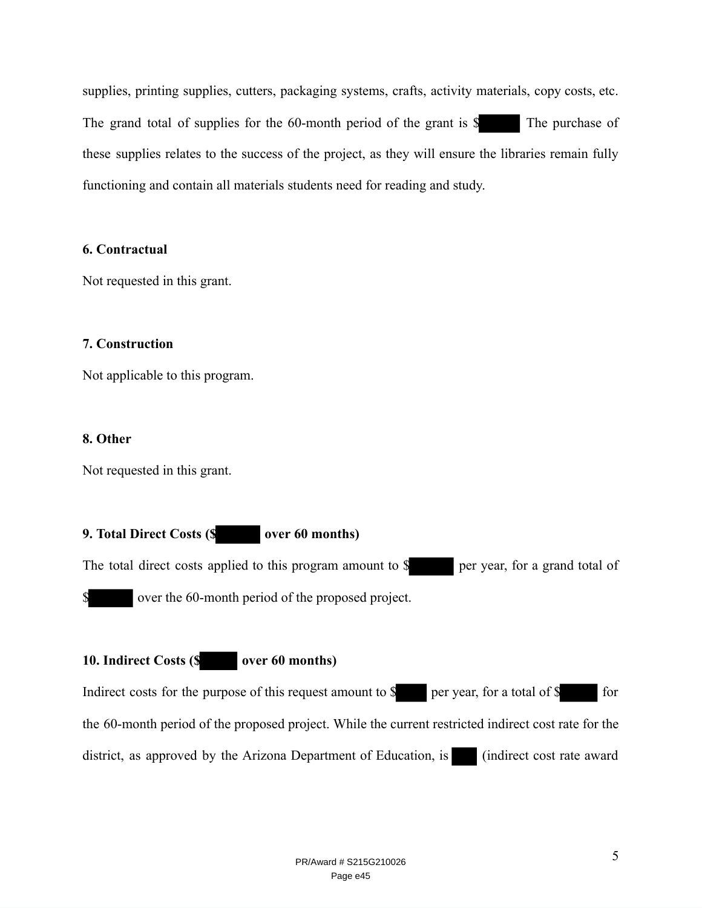supplies, printing supplies, cutters, packaging systems, crafts, activity materials, copy costs, etc. The grand total of supplies for the 60-month period of the grant is $ The purchase of these supplies relates to the success of the project, as they will ensure the libraries remain fully functioning and contain all materials students need for reading and study.

**6. Contractual**

Not requested in this grant.

**7. Construction**

Not applicable to this program.

**8. Other**

Not requested in this grant.

**9. Total Direct Costs ($ over 60 months)**

The total direct costs applied to this program amount to $ per year, for a grand total of $ over the 60-month period of the proposed project.

**10. Indirect Costs ($ over 60 months)**

Indirect costs for the purpose of this request amount to $ per year, for a total of $ for the 60-month period of the proposed project. While the current restricted indirect cost rate for the district, as approved by the Arizona Department of Education, is (indirect cost rate award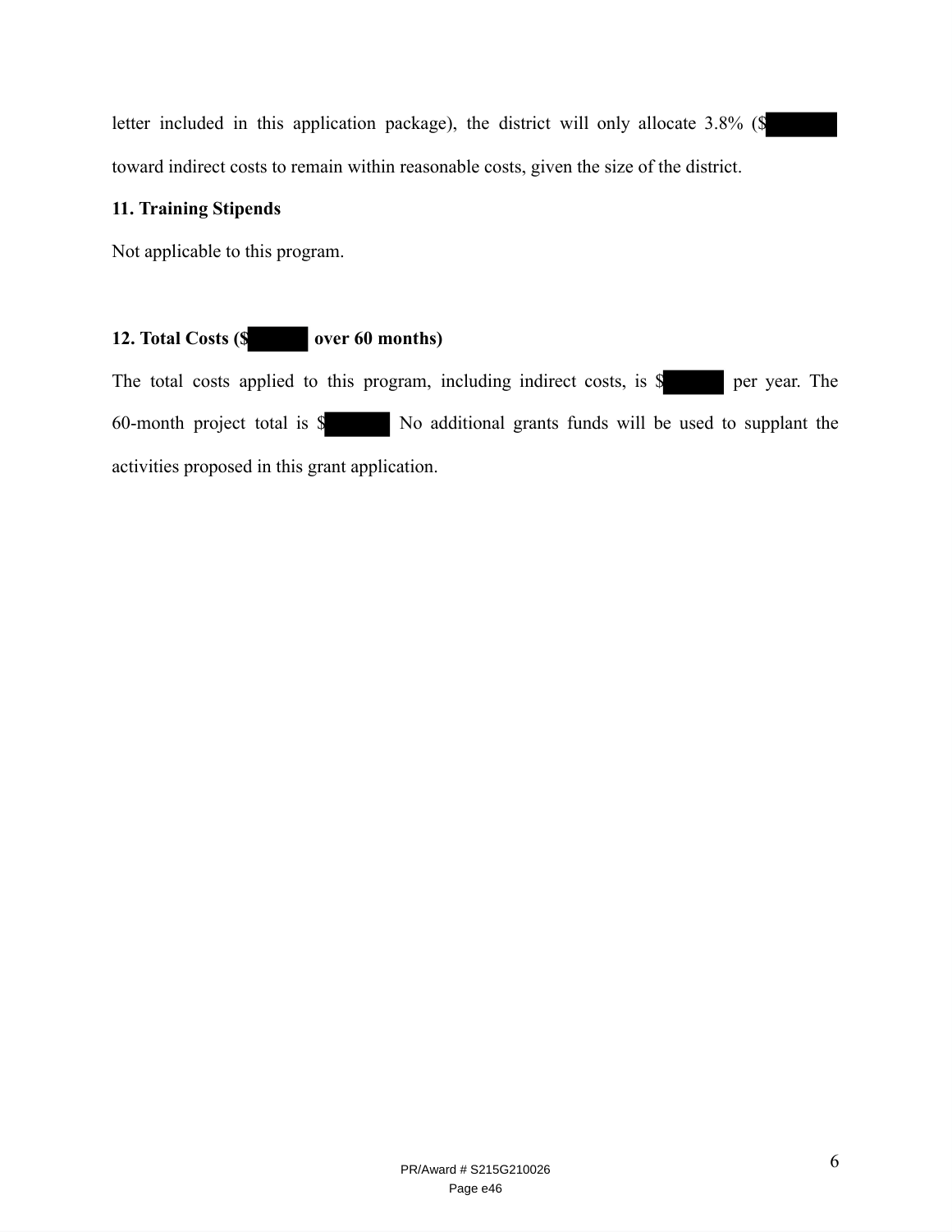letter included in this application package), the district will only allocate 3.8% ($

toward indirect costs to remain within reasonable costs, given the size of the district.

**11. Training Stipends**

Not applicable to this program.

**12. Total Costs ($ over 60 months)**

The total costs applied to this program, including indirect costs, is $ per year. The 60-month project total is $ No additional grants funds will be used to supplant the activities proposed in this grant application.

PR/Award # S215G210026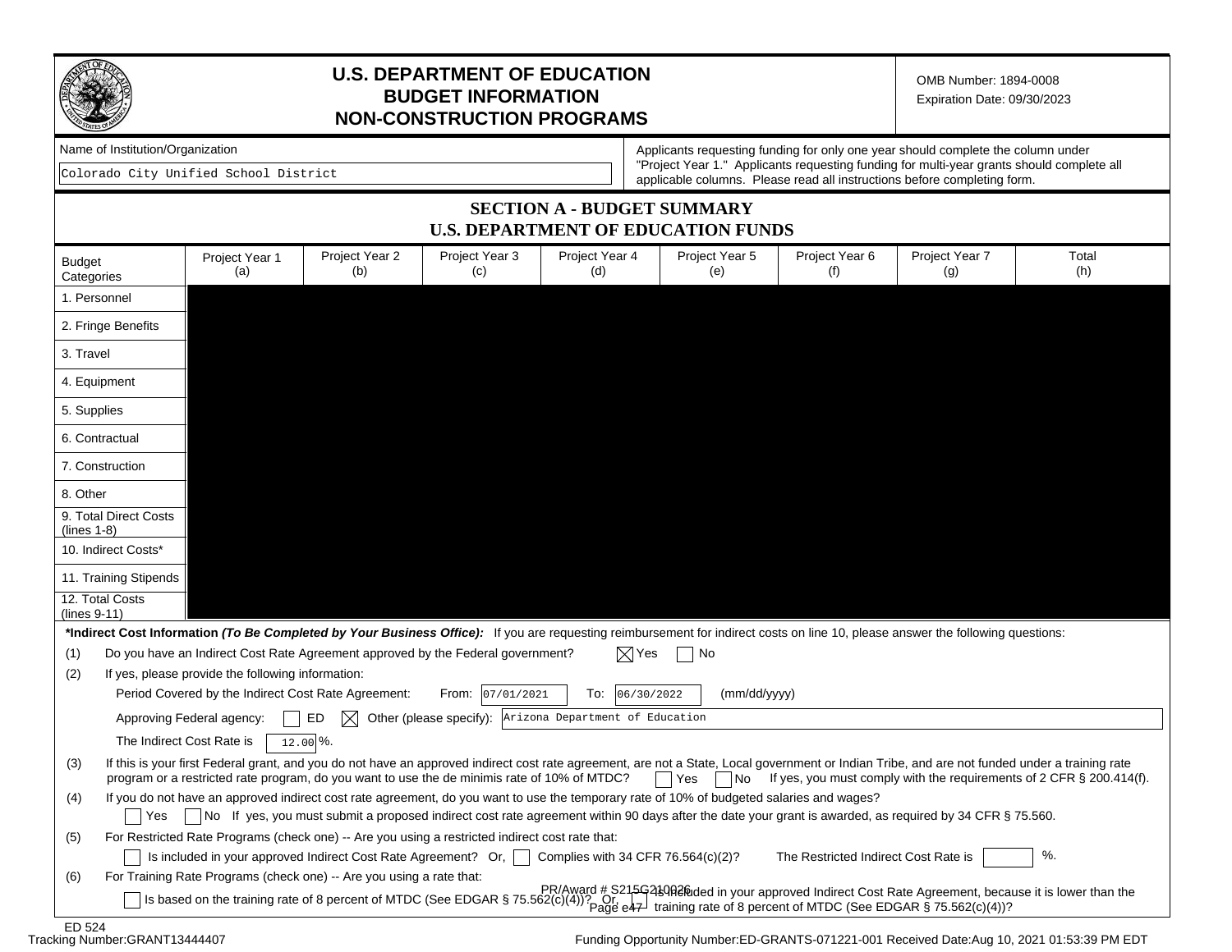# U.S. DEPARTMENT OF EDUCATION
# BUDGET INFORMATION
# NON-CONSTRUCTION PROGRAMS

OMB Number: 1894-0008
Expiration Date: 09/30/2023

Name of Institution/Organization

Colorado City Unified School District

Applicants requesting funding for only one year should complete the column under "Project Year 1." Applicants requesting funding for multi-year grants should complete all applicable columns. Please read all instructions before completing form.

## SECTION A - BUDGET SUMMARY
## U.S. DEPARTMENT OF EDUCATION FUNDS

| Budget Categories | Project Year 1 (a) | Project Year 2 (b) | Project Year 3 (c) | Project Year 4 (d) | Project Year 5 (e) | Project Year 6 (f) | Project Year 7 (g) | Total (h) |
|---|---|---|---|---|---|---|---|---|
| 1. Personnel | | | | | | | | |
| 2. Fringe Benefits | | | | | | | | |
| 3. Travel | | | | | | | | |
| 4. Equipment | | | | | | | | |
| 5. Supplies | | | | | | | | |
| 6. Contractual | | | | | | | | |
| 7. Construction | | | | | | | | |
| 8. Other | | | | | | | | |
| 9. Total Direct Costs (lines 1-8) | | | | | | | | |
| 10. Indirect Costs* | | | | | | | | |
| 11. Training Stipends | | | | | | | | |
| 12. Total Costs (lines 9-11) | | | | | | | | |

***Indirect Cost Information** ***(To Be Completed by Your Business Office):*** If you are requesting reimbursement for indirect costs on line 10, please answer the following questions:

(1) Do you have an Indirect Cost Rate Agreement approved by the Federal government? [X] Yes [ ] No

(2) If yes, please provide the following information:

Period Covered by the Indirect Cost Rate Agreement: From: 07/01/2021 To: 06/30/2022 (mm/dd/yyyy)

Approving Federal agency: [ ] ED [X] Other (please specify): Arizona Department of Education

The Indirect Cost Rate is 12.00 %.

(3) If this is your first Federal grant, and you do not have an approved indirect cost rate agreement, are not a State, Local government or Indian Tribe, and are not funded under a training rate program or a restricted rate program, do you want to use the de minimis rate of 10% of MTDC? [ ] Yes [ ] No If yes, you must comply with the requirements of 2 CFR § 200.414(f).

(4) If you do not have an approved indirect cost rate agreement, do you want to use the temporary rate of 10% of budgeted salaries and wages?

[ ] Yes [ ] No If yes, you must submit a proposed indirect cost rate agreement within 90 days after the date your grant is awarded, as required by 34 CFR § 75.560.

(5) For Restricted Rate Programs (check one) -- Are you using a restricted indirect cost rate that:

[ ] Is included in your approved Indirect Cost Rate Agreement? Or, [ ] Complies with 34 CFR 76.564(c)(2)? The Restricted Indirect Cost Rate is ____ %.

(6) For Training Rate Programs (check one) -- Are you using a rate that:

[ ] Is based on the training rate of 8 percent of MTDC (See EDGAR § 75.562(c)(4))? Or, [ ] Is included in your approved Indirect Cost Rate Agreement, because it is lower than the training rate of 8 percent of MTDC (See EDGAR § 75.562(c)(4))?

PR/Award # S215G210026

ED 524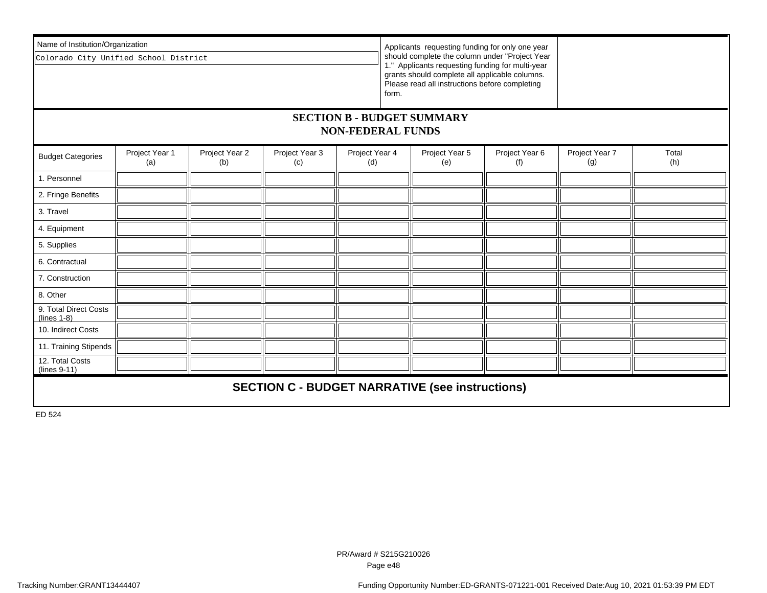Name of Institution/Organization

Colorado City Unified School District

Applicants requesting funding for only one year should complete the column under "Project Year 1." Applicants requesting funding for multi-year grants should complete all applicable columns. Please read all instructions before completing form.

## SECTION B - BUDGET SUMMARY
## NON-FEDERAL FUNDS

| Budget Categories | Project Year 1 (a) | Project Year 2 (b) | Project Year 3 (c) | Project Year 4 (d) | Project Year 5 (e) | Project Year 6 (f) | Project Year 7 (g) | Total (h) |
|---|---|---|---|---|---|---|---|---|
| 1. Personnel | | | | | | | | |
| 2. Fringe Benefits | | | | | | | | |
| 3. Travel | | | | | | | | |
| 4. Equipment | | | | | | | | |
| 5. Supplies | | | | | | | | |
| 6. Contractual | | | | | | | | |
| 7. Construction | | | | | | | | |
| 8. Other | | | | | | | | |
| 9. Total Direct Costs (lines 1-8) | | | | | | | | |
| 10. Indirect Costs | | | | | | | | |
| 11. Training Stipends | | | | | | | | |
| 12. Total Costs (lines 9-11) | | | | | | | | |

## SECTION C - BUDGET NARRATIVE (see instructions)

ED 524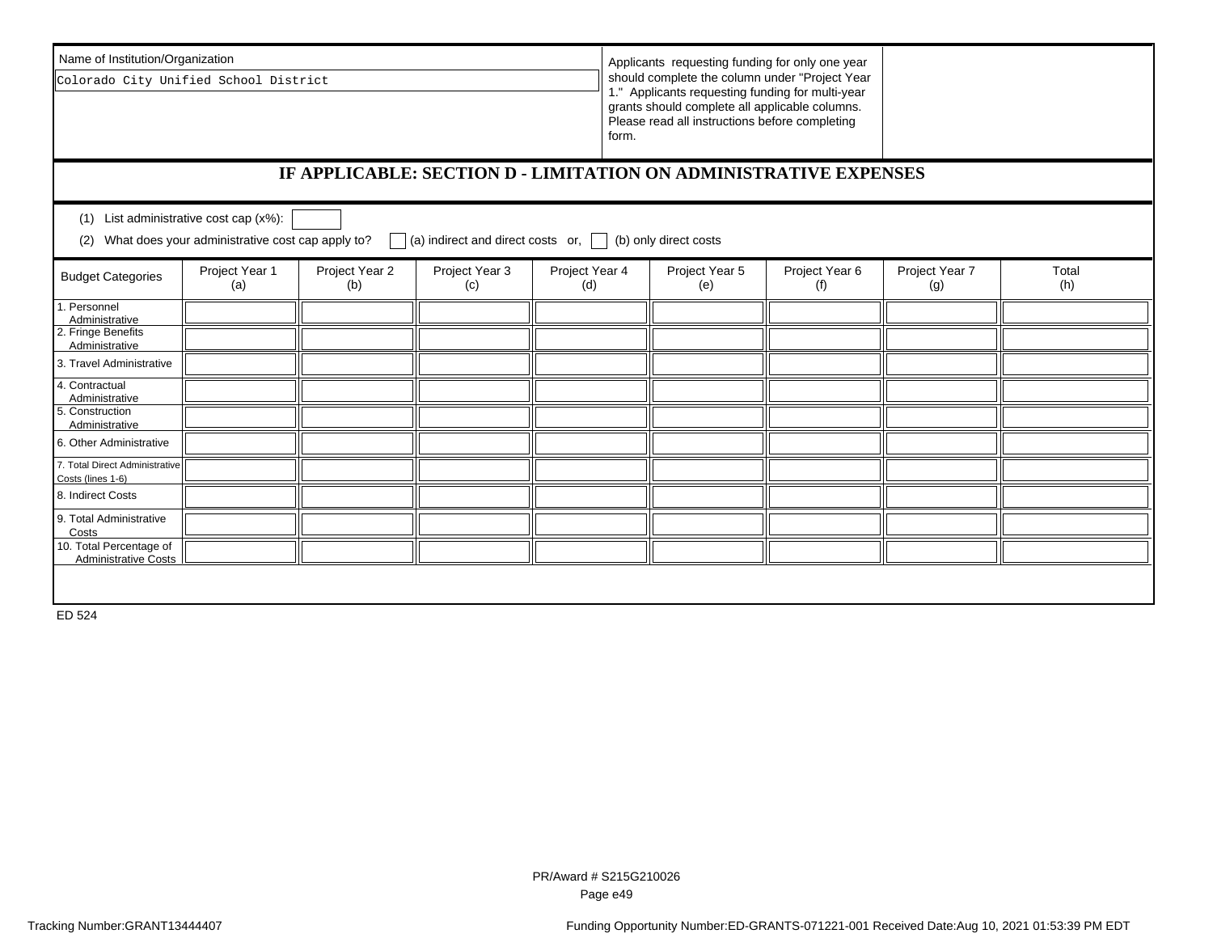Name of Institution/Organization

Colorado City Unified School District

Applicants requesting funding for only one year should complete the column under "Project Year 1." Applicants requesting funding for multi-year grants should complete all applicable columns. Please read all instructions before completing form.

## IF APPLICABLE: SECTION D - LIMITATION ON ADMINISTRATIVE EXPENSES

(1) List administrative cost cap (x%): 

(2) What does your administrative cost cap apply to? ☐ (a) indirect and direct costs or, ☐ (b) only direct costs

| Budget Categories | Project Year 1 (a) | Project Year 2 (b) | Project Year 3 (c) | Project Year 4 (d) | Project Year 5 (e) | Project Year 6 (f) | Project Year 7 (g) | Total (h) |
|---|---|---|---|---|---|---|---|---|
| 1. Personnel Administrative | | | | | | | | |
| 2. Fringe Benefits Administrative | | | | | | | | |
| 3. Travel Administrative | | | | | | | | |
| 4. Contractual Administrative | | | | | | | | |
| 5. Construction Administrative | | | | | | | | |
| 6. Other Administrative | | | | | | | | |
| 7. Total Direct Administrative Costs (lines 1-6) | | | | | | | | |
| 8. Indirect Costs | | | | | | | | |
| 9. Total Administrative Costs | | | | | | | | |
| 10. Total Percentage of Administrative Costs | | | | | | | | |

ED 524